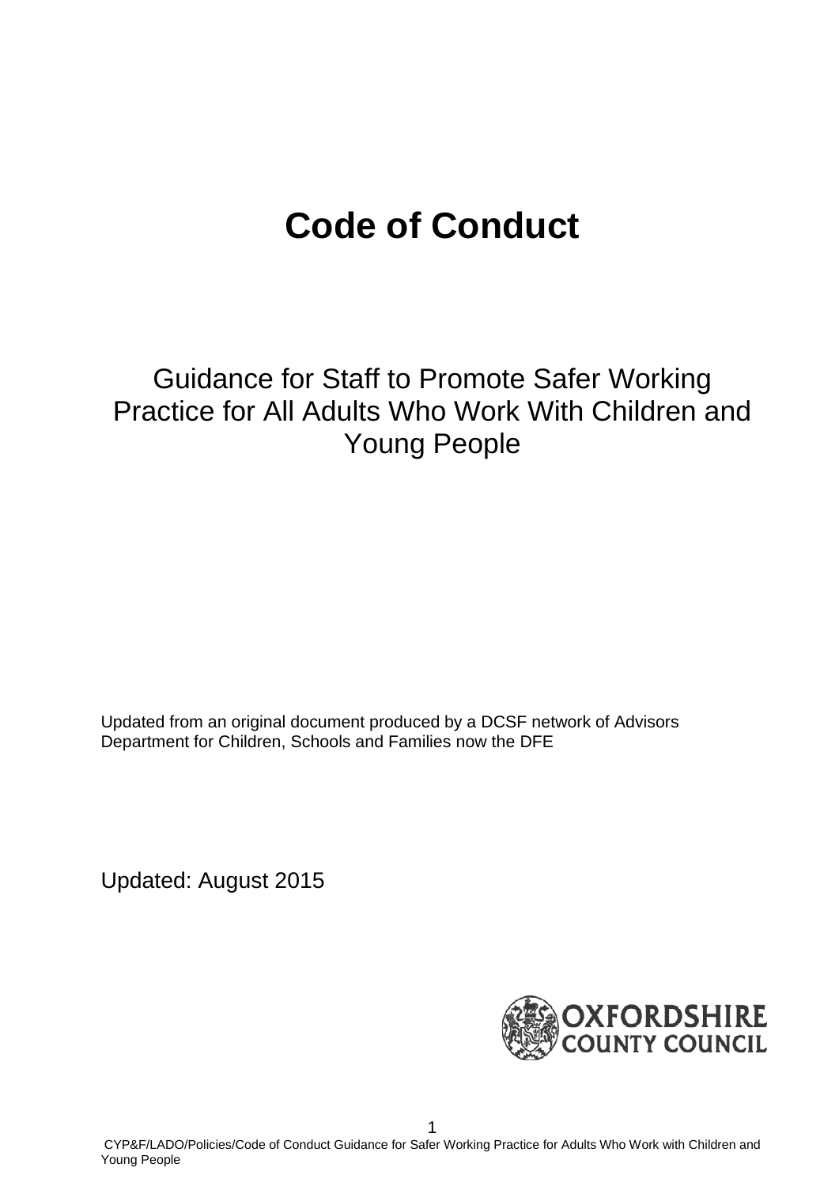# Code of Conduct

## Guidance for Staff to Promote Safer Working Practice for All Adults Who Work With Children and Young People

Updated from an original document produced by a DCSF network of Advisors
Department for Children, Schools and Families now the DFE

Updated: August 2015

OXFORDSHIRE COUNTY COUNCIL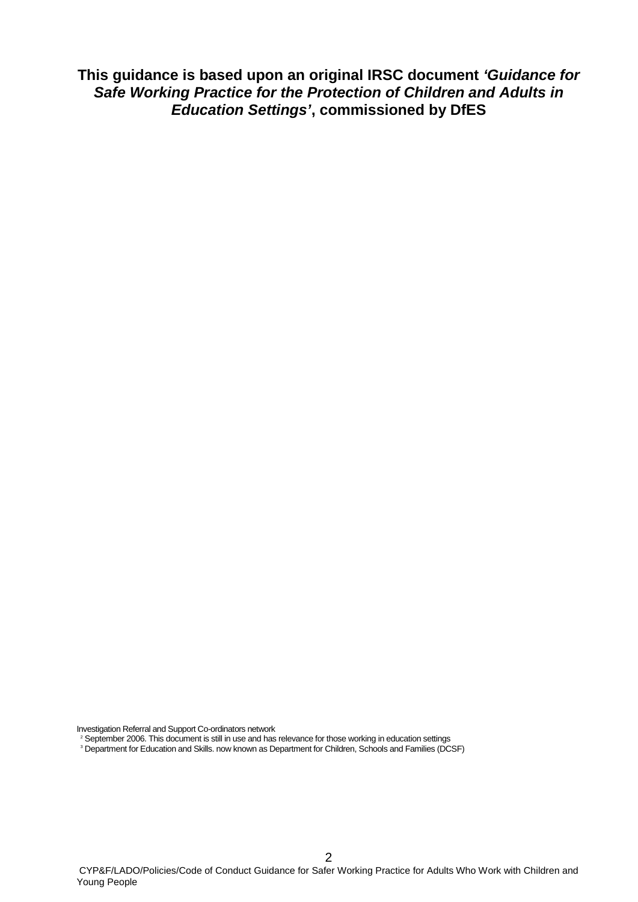**This guidance is based upon an original IRSC document *'Guidance for Safe Working Practice for the Protection of Children and Adults in Education Settings'*, commissioned by DfES**

Investigation Referral and Support Co-ordinators network

[2] September 2006. This document is still in use and has relevance for those working in education settings

[3] Department for Education and Skills. now known as Department for Children, Schools and Families (DCSF)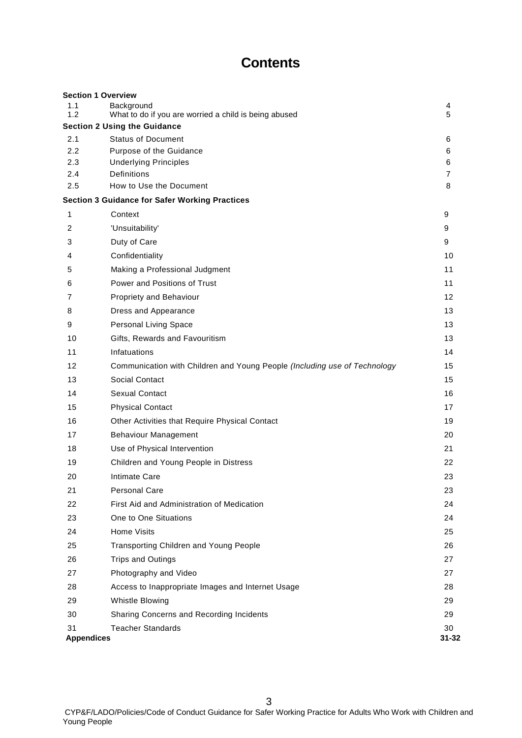# Contents

| | | |
|---|---|---|
| **Section 1 Overview** | | |
| 1.1 | Background | 4 |
| 1.2 | What to do if you are worried a child is being abused | 5 |
| **Section 2 Using the Guidance** | | |
| 2.1 | Status of Document | 6 |
| 2.2 | Purpose of the Guidance | 6 |
| 2.3 | Underlying Principles | 6 |
| 2.4 | Definitions | 7 |
| 2.5 | How to Use the Document | 8 |
| **Section 3 Guidance for Safer Working Practices** | | |
| 1 | Context | 9 |
| 2 | 'Unsuitability' | 9 |
| 3 | Duty of Care | 9 |
| 4 | Confidentiality | 10 |
| 5 | Making a Professional Judgment | 11 |
| 6 | Power and Positions of Trust | 11 |
| 7 | Propriety and Behaviour | 12 |
| 8 | Dress and Appearance | 13 |
| 9 | Personal Living Space | 13 |
| 10 | Gifts, Rewards and Favouritism | 13 |
| 11 | Infatuations | 14 |
| 12 | Communication with Children and Young People *(Including use of Technology* | 15 |
| 13 | Social Contact | 15 |
| 14 | Sexual Contact | 16 |
| 15 | Physical Contact | 17 |
| 16 | Other Activities that Require Physical Contact | 19 |
| 17 | Behaviour Management | 20 |
| 18 | Use of Physical Intervention | 21 |
| 19 | Children and Young People in Distress | 22 |
| 20 | Intimate Care | 23 |
| 21 | Personal Care | 23 |
| 22 | First Aid and Administration of Medication | 24 |
| 23 | One to One Situations | 24 |
| 24 | Home Visits | 25 |
| 25 | Transporting Children and Young People | 26 |
| 26 | Trips and Outings | 27 |
| 27 | Photography and Video | 27 |
| 28 | Access to Inappropriate Images and Internet Usage | 28 |
| 29 | Whistle Blowing | 29 |
| 30 | Sharing Concerns and Recording Incidents | 29 |
| 31 | Teacher Standards | 30 |
| **Appendices** | | **31-32** |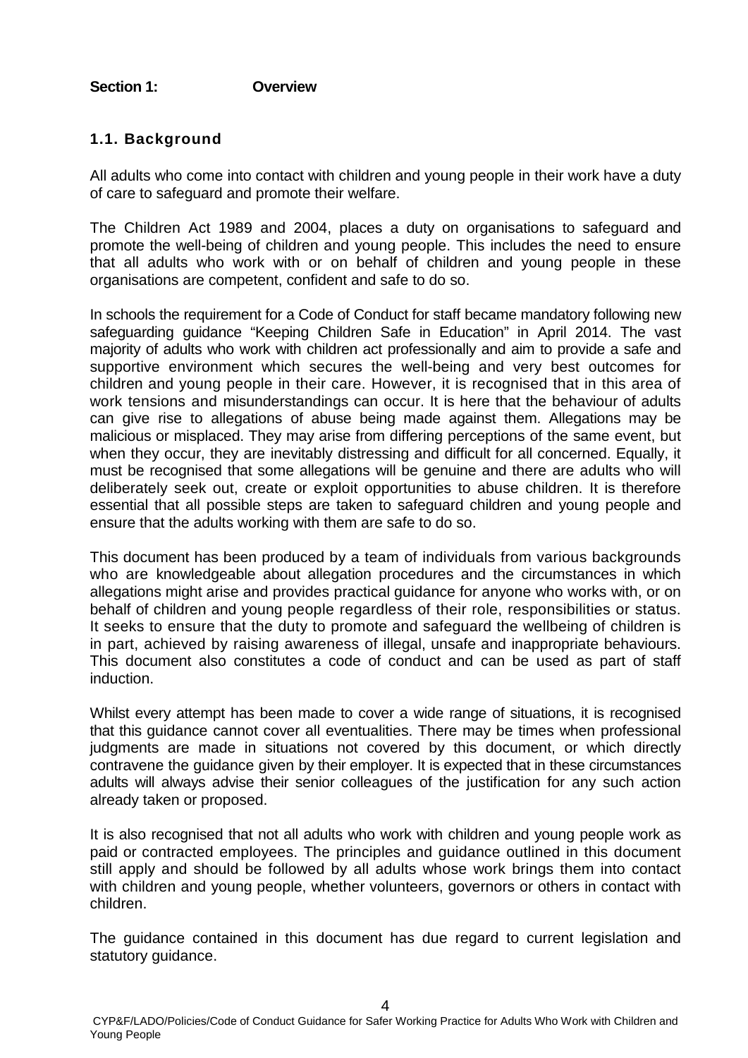**Section 1: Overview**

## 1.1. Background

All adults who come into contact with children and young people in their work have a duty of care to safeguard and promote their welfare.

The Children Act 1989 and 2004, places a duty on organisations to safeguard and promote the well-being of children and young people. This includes the need to ensure that all adults who work with or on behalf of children and young people in these organisations are competent, confident and safe to do so.

In schools the requirement for a Code of Conduct for staff became mandatory following new safeguarding guidance "Keeping Children Safe in Education" in April 2014. The vast majority of adults who work with children act professionally and aim to provide a safe and supportive environment which secures the well-being and very best outcomes for children and young people in their care. However, it is recognised that in this area of work tensions and misunderstandings can occur. It is here that the behaviour of adults can give rise to allegations of abuse being made against them. Allegations may be malicious or misplaced. They may arise from differing perceptions of the same event, but when they occur, they are inevitably distressing and difficult for all concerned. Equally, it must be recognised that some allegations will be genuine and there are adults who will deliberately seek out, create or exploit opportunities to abuse children. It is therefore essential that all possible steps are taken to safeguard children and young people and ensure that the adults working with them are safe to do so.

This document has been produced by a team of individuals from various backgrounds who are knowledgeable about allegation procedures and the circumstances in which allegations might arise and provides practical guidance for anyone who works with, or on behalf of children and young people regardless of their role, responsibilities or status. It seeks to ensure that the duty to promote and safeguard the wellbeing of children is in part, achieved by raising awareness of illegal, unsafe and inappropriate behaviours. This document also constitutes a code of conduct and can be used as part of staff induction.

Whilst every attempt has been made to cover a wide range of situations, it is recognised that this guidance cannot cover all eventualities. There may be times when professional judgments are made in situations not covered by this document, or which directly contravene the guidance given by their employer. It is expected that in these circumstances adults will always advise their senior colleagues of the justification for any such action already taken or proposed.

It is also recognised that not all adults who work with children and young people work as paid or contracted employees. The principles and guidance outlined in this document still apply and should be followed by all adults whose work brings them into contact with children and young people, whether volunteers, governors or others in contact with children.

The guidance contained in this document has due regard to current legislation and statutory guidance.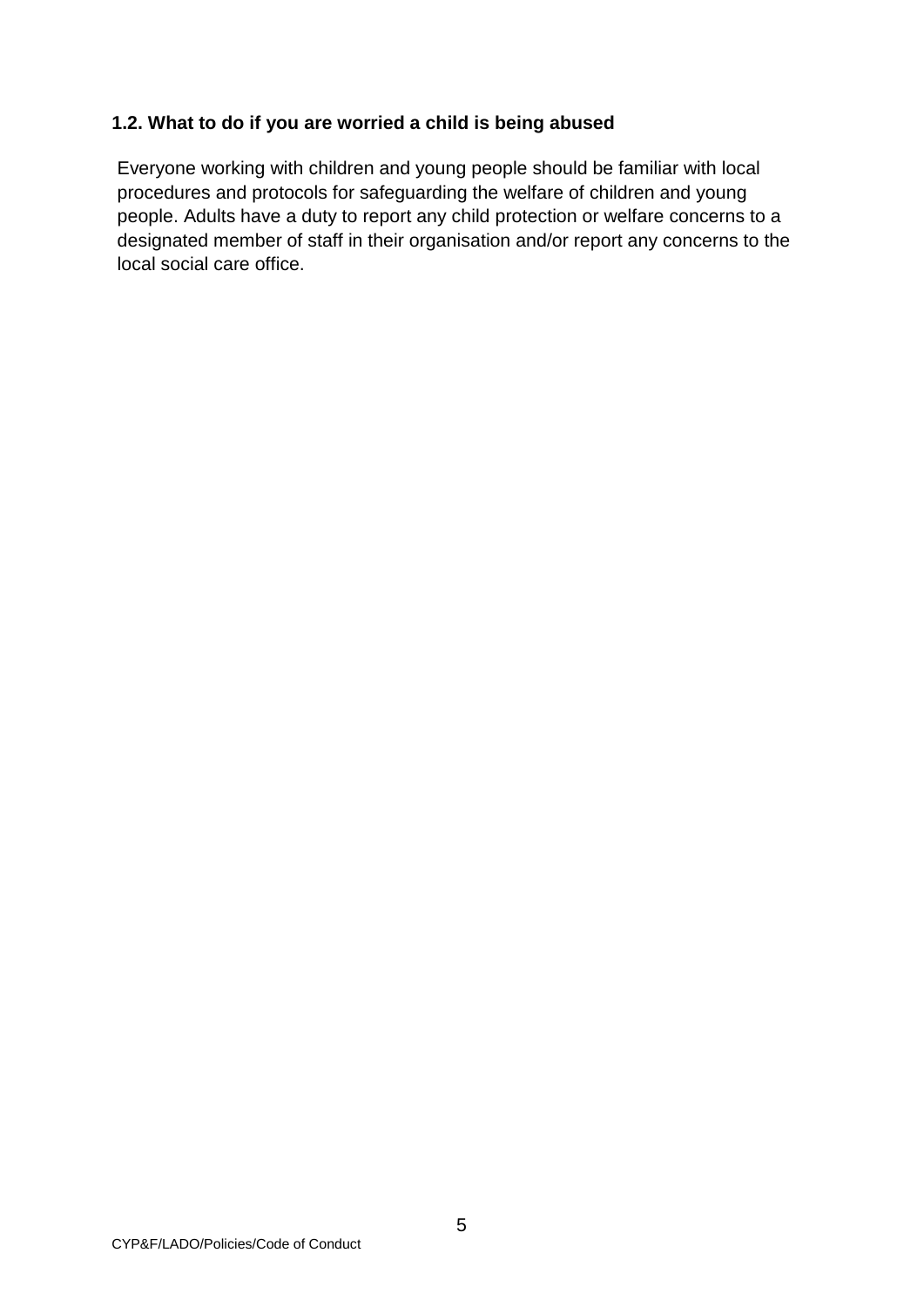### 1.2. What to do if you are worried a child is being abused

Everyone working with children and young people should be familiar with local procedures and protocols for safeguarding the welfare of children and young people. Adults have a duty to report any child protection or welfare concerns to a designated member of staff in their organisation and/or report any concerns to the local social care office.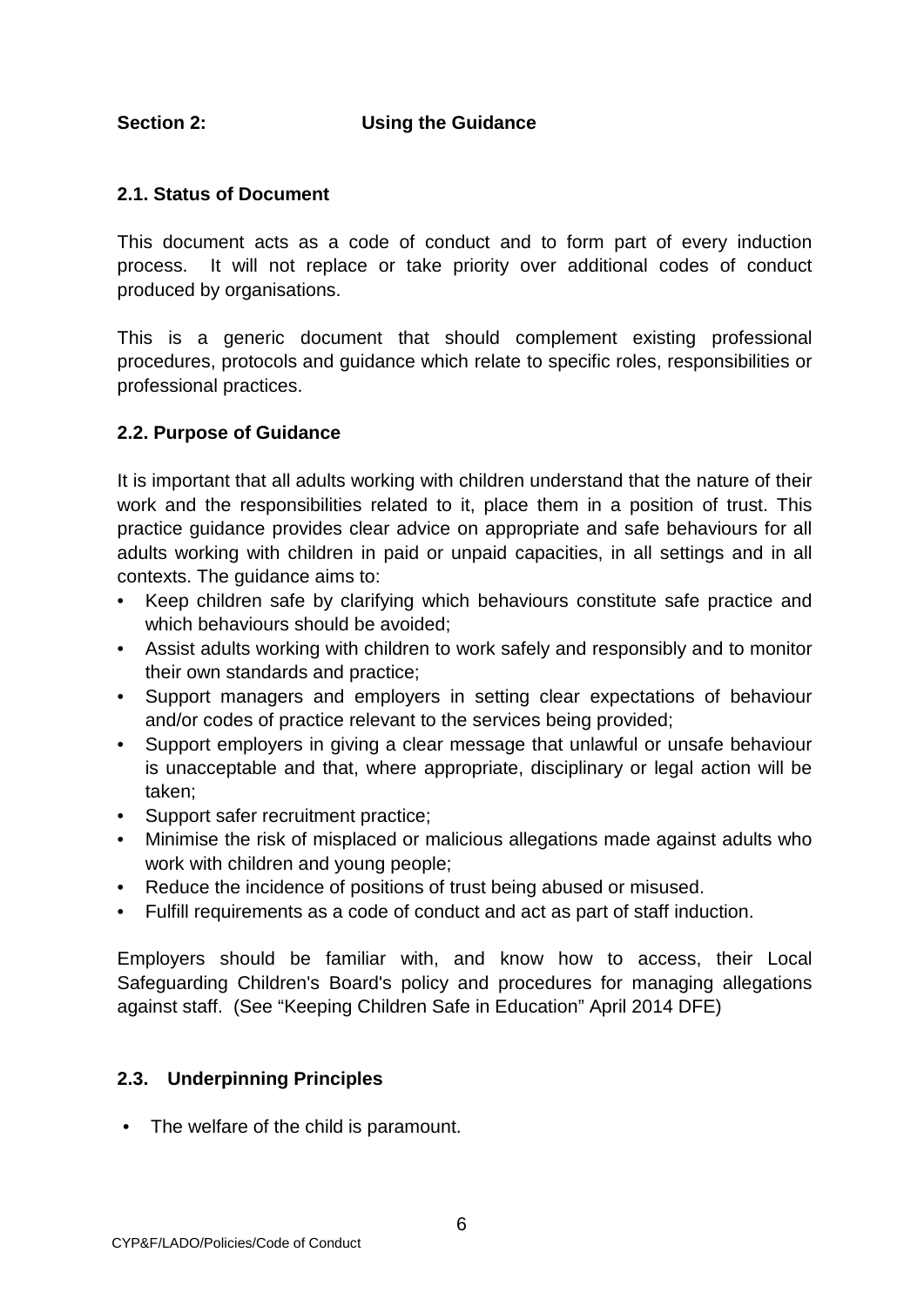## Section 2: Using the Guidance

### 2.1. Status of Document

This document acts as a code of conduct and to form part of every induction process. It will not replace or take priority over additional codes of conduct produced by organisations.

This is a generic document that should complement existing professional procedures, protocols and guidance which relate to specific roles, responsibilities or professional practices.

### 2.2. Purpose of Guidance

It is important that all adults working with children understand that the nature of their work and the responsibilities related to it, place them in a position of trust. This practice guidance provides clear advice on appropriate and safe behaviours for all adults working with children in paid or unpaid capacities, in all settings and in all contexts. The guidance aims to:

- Keep children safe by clarifying which behaviours constitute safe practice and which behaviours should be avoided;
- Assist adults working with children to work safely and responsibly and to monitor their own standards and practice;
- Support managers and employers in setting clear expectations of behaviour and/or codes of practice relevant to the services being provided;
- Support employers in giving a clear message that unlawful or unsafe behaviour is unacceptable and that, where appropriate, disciplinary or legal action will be taken;
- Support safer recruitment practice;
- Minimise the risk of misplaced or malicious allegations made against adults who work with children and young people;
- Reduce the incidence of positions of trust being abused or misused.
- Fulfill requirements as a code of conduct and act as part of staff induction.

Employers should be familiar with, and know how to access, their Local Safeguarding Children's Board's policy and procedures for managing allegations against staff. (See "Keeping Children Safe in Education" April 2014 DFE)

### 2.3. Underpinning Principles

- The welfare of the child is paramount.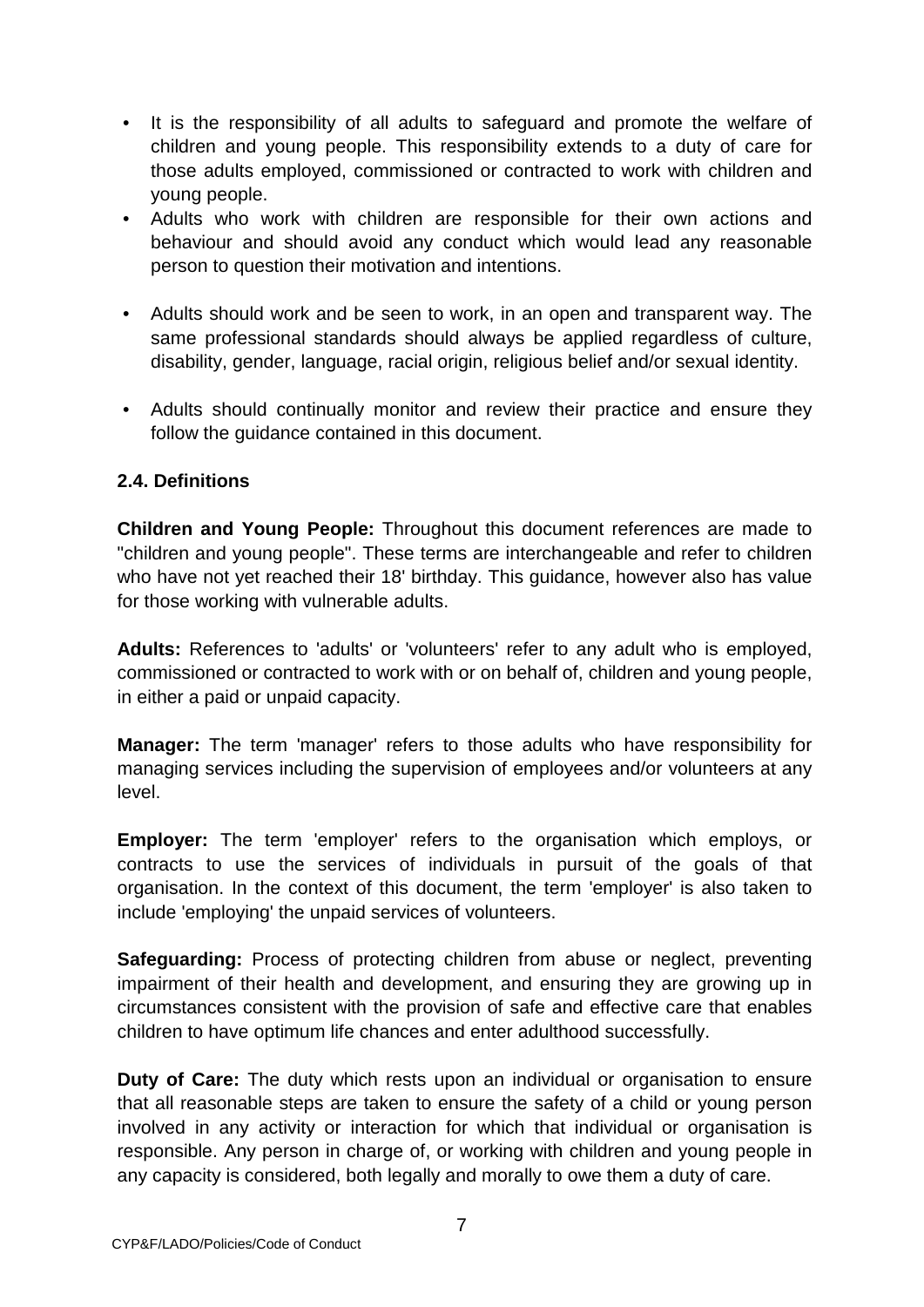- It is the responsibility of all adults to safeguard and promote the welfare of children and young people. This responsibility extends to a duty of care for those adults employed, commissioned or contracted to work with children and young people.
- Adults who work with children are responsible for their own actions and behaviour and should avoid any conduct which would lead any reasonable person to question their motivation and intentions.
- Adults should work and be seen to work, in an open and transparent way. The same professional standards should always be applied regardless of culture, disability, gender, language, racial origin, religious belief and/or sexual identity.
- Adults should continually monitor and review their practice and ensure they follow the guidance contained in this document.

### 2.4. Definitions

**Children and Young People:** Throughout this document references are made to "children and young people". These terms are interchangeable and refer to children who have not yet reached their 18' birthday. This guidance, however also has value for those working with vulnerable adults.

**Adults:** References to 'adults' or 'volunteers' refer to any adult who is employed, commissioned or contracted to work with or on behalf of, children and young people, in either a paid or unpaid capacity.

**Manager:** The term 'manager' refers to those adults who have responsibility for managing services including the supervision of employees and/or volunteers at any level.

**Employer:** The term 'employer' refers to the organisation which employs, or contracts to use the services of individuals in pursuit of the goals of that organisation. In the context of this document, the term 'employer' is also taken to include 'employing' the unpaid services of volunteers.

**Safeguarding:** Process of protecting children from abuse or neglect, preventing impairment of their health and development, and ensuring they are growing up in circumstances consistent with the provision of safe and effective care that enables children to have optimum life chances and enter adulthood successfully.

**Duty of Care:** The duty which rests upon an individual or organisation to ensure that all reasonable steps are taken to ensure the safety of a child or young person involved in any activity or interaction for which that individual or organisation is responsible. Any person in charge of, or working with children and young people in any capacity is considered, both legally and morally to owe them a duty of care.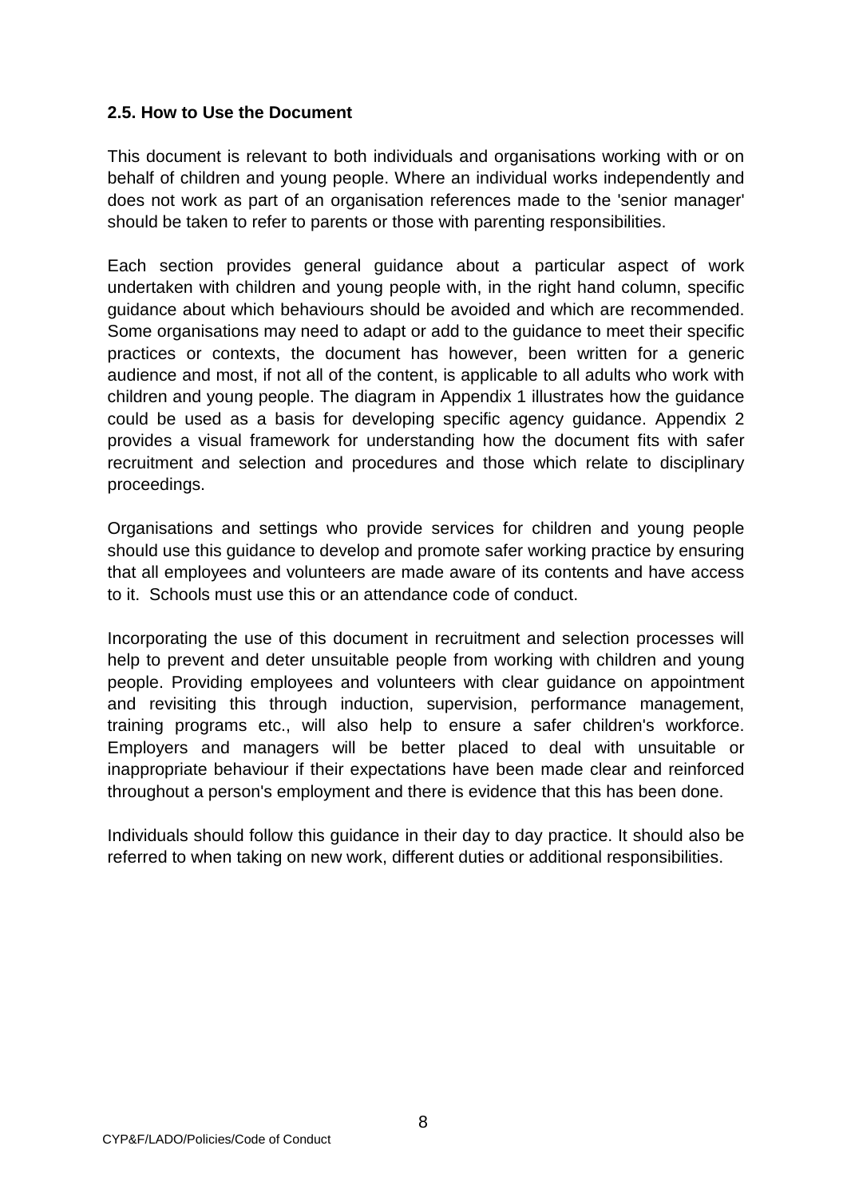### 2.5. How to Use the Document

This document is relevant to both individuals and organisations working with or on behalf of children and young people. Where an individual works independently and does not work as part of an organisation references made to the 'senior manager' should be taken to refer to parents or those with parenting responsibilities.

Each section provides general guidance about a particular aspect of work undertaken with children and young people with, in the right hand column, specific guidance about which behaviours should be avoided and which are recommended. Some organisations may need to adapt or add to the guidance to meet their specific practices or contexts, the document has however, been written for a generic audience and most, if not all of the content, is applicable to all adults who work with children and young people. The diagram in Appendix 1 illustrates how the guidance could be used as a basis for developing specific agency guidance. Appendix 2 provides a visual framework for understanding how the document fits with safer recruitment and selection and procedures and those which relate to disciplinary proceedings.

Organisations and settings who provide services for children and young people should use this guidance to develop and promote safer working practice by ensuring that all employees and volunteers are made aware of its contents and have access to it. Schools must use this or an attendance code of conduct.

Incorporating the use of this document in recruitment and selection processes will help to prevent and deter unsuitable people from working with children and young people. Providing employees and volunteers with clear guidance on appointment and revisiting this through induction, supervision, performance management, training programs etc., will also help to ensure a safer children's workforce. Employers and managers will be better placed to deal with unsuitable or inappropriate behaviour if their expectations have been made clear and reinforced throughout a person's employment and there is evidence that this has been done.

Individuals should follow this guidance in their day to day practice. It should also be referred to when taking on new work, different duties or additional responsibilities.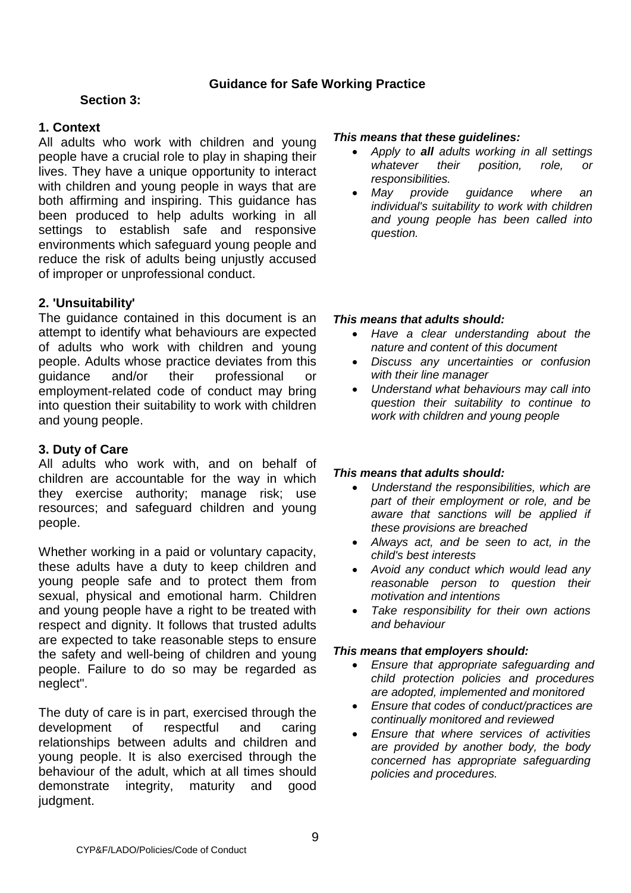## Guidance for Safe Working Practice

### Section 3:

### 1. Context

All adults who work with children and young people have a crucial role to play in shaping their lives. They have a unique opportunity to interact with children and young people in ways that are both affirming and inspiring. This guidance has been produced to help adults working in all settings to establish safe and responsive environments which safeguard young people and reduce the risk of adults being unjustly accused of improper or unprofessional conduct.

***This means that these guidelines:***

- *Apply to **all** adults working in all settings whatever their position, role, or responsibilities.*
- *May provide guidance where an individual's suitability to work with children and young people has been called into question.*

### 2. 'Unsuitability'

The guidance contained in this document is an attempt to identify what behaviours are expected of adults who work with children and young people. Adults whose practice deviates from this guidance and/or their professional or employment-related code of conduct may bring into question their suitability to work with children and young people.

***This means that adults should:***

- *Have a clear understanding about the nature and content of this document*
- *Discuss any uncertainties or confusion with their line manager*
- *Understand what behaviours may call into question their suitability to continue to work with children and young people*

### 3. Duty of Care

All adults who work with, and on behalf of children are accountable for the way in which they exercise authority; manage risk; use resources; and safeguard children and young people.

Whether working in a paid or voluntary capacity, these adults have a duty to keep children and young people safe and to protect them from sexual, physical and emotional harm. Children and young people have a right to be treated with respect and dignity. It follows that trusted adults are expected to take reasonable steps to ensure the safety and well-being of children and young people. Failure to do so may be regarded as neglect".

The duty of care is in part, exercised through the development of respectful and caring relationships between adults and children and young people. It is also exercised through the behaviour of the adult, which at all times should demonstrate integrity, maturity and good judgment.

***This means that adults should:***

- *Understand the responsibilities, which are part of their employment or role, and be aware that sanctions will be applied if these provisions are breached*
- *Always act, and be seen to act, in the child's best interests*
- *Avoid any conduct which would lead any reasonable person to question their motivation and intentions*
- *Take responsibility for their own actions and behaviour*

***This means that employers should:***

- *Ensure that appropriate safeguarding and child protection policies and procedures are adopted, implemented and monitored*
- *Ensure that codes of conduct/practices are continually monitored and reviewed*
- *Ensure that where services of activities are provided by another body, the body concerned has appropriate safeguarding policies and procedures.*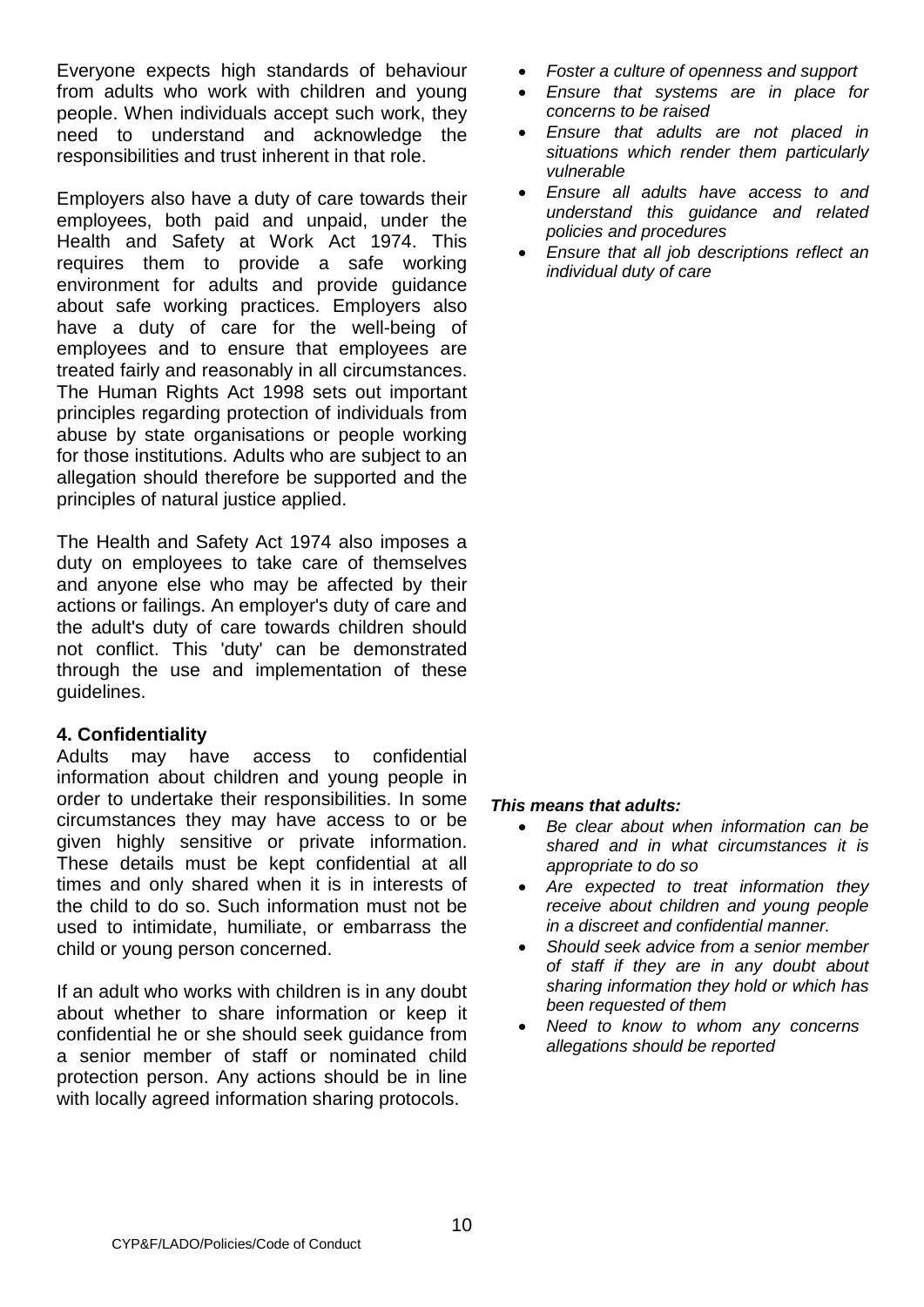Everyone expects high standards of behaviour from adults who work with children and young people. When individuals accept such work, they need to understand and acknowledge the responsibilities and trust inherent in that role.

Employers also have a duty of care towards their employees, both paid and unpaid, under the Health and Safety at Work Act 1974. This requires them to provide a safe working environment for adults and provide guidance about safe working practices. Employers also have a duty of care for the well-being of employees and to ensure that employees are treated fairly and reasonably in all circumstances. The Human Rights Act 1998 sets out important principles regarding protection of individuals from abuse by state organisations or people working for those institutions. Adults who are subject to an allegation should therefore be supported and the principles of natural justice applied.

The Health and Safety Act 1974 also imposes a duty on employees to take care of themselves and anyone else who may be affected by their actions or failings. An employer's duty of care and the adult's duty of care towards children should not conflict. This 'duty' can be demonstrated through the use and implementation of these guidelines.

- *Foster a culture of openness and support*
- *Ensure that systems are in place for concerns to be raised*
- *Ensure that adults are not placed in situations which render them particularly vulnerable*
- *Ensure all adults have access to and understand this guidance and related policies and procedures*
- *Ensure that all job descriptions reflect an individual duty of care*

### 4. Confidentiality

Adults may have access to confidential information about children and young people in order to undertake their responsibilities. In some circumstances they may have access to or be given highly sensitive or private information. These details must be kept confidential at all times and only shared when it is in interests of the child to do so. Such information must not be used to intimidate, humiliate, or embarrass the child or young person concerned.

If an adult who works with children is in any doubt about whether to share information or keep it confidential he or she should seek guidance from a senior member of staff or nominated child protection person. Any actions should be in line with locally agreed information sharing protocols.

***This means that adults:***

- *Be clear about when information can be shared and in what circumstances it is appropriate to do so*
- *Are expected to treat information they receive about children and young people in a discreet and confidential manner.*
- *Should seek advice from a senior member of staff if they are in any doubt about sharing information they hold or which has been requested of them*
- *Need to know to whom any concerns allegations should be reported*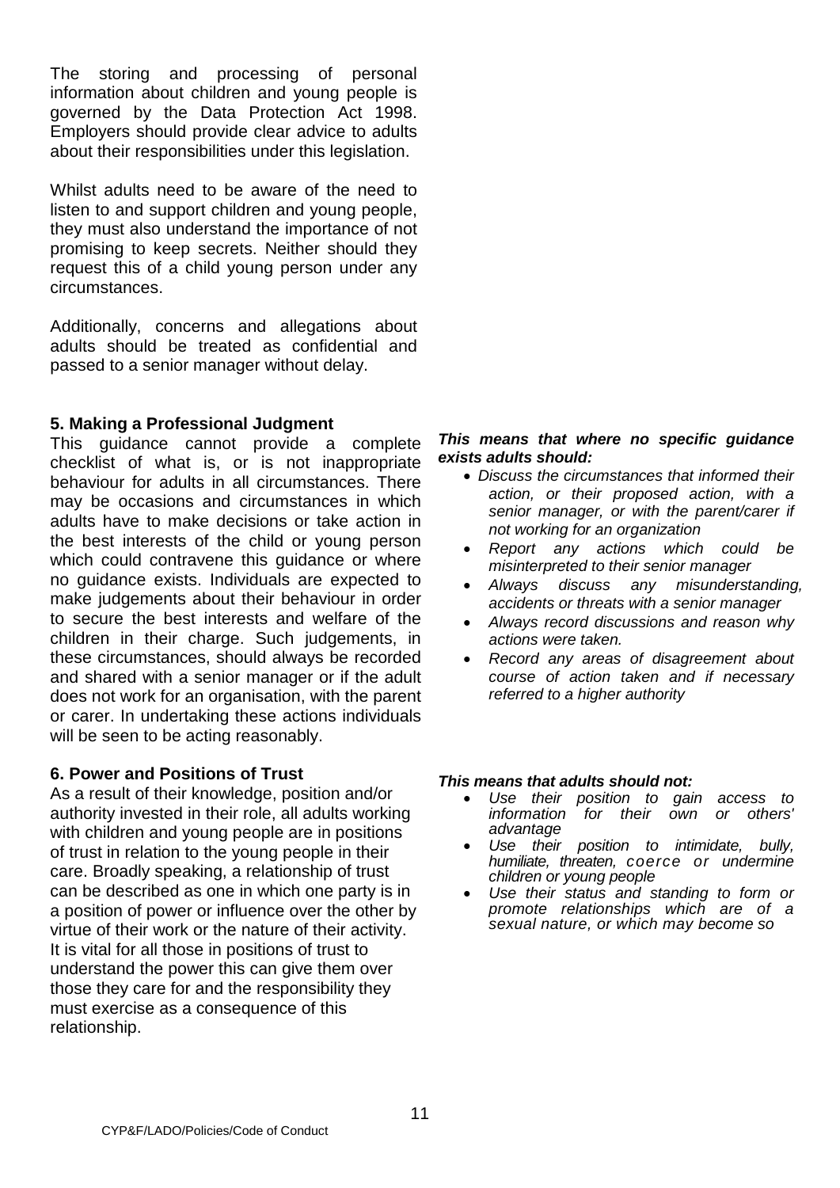The storing and processing of personal information about children and young people is governed by the Data Protection Act 1998. Employers should provide clear advice to adults about their responsibilities under this legislation.

Whilst adults need to be aware of the need to listen to and support children and young people, they must also understand the importance of not promising to keep secrets. Neither should they request this of a child young person under any circumstances.

Additionally, concerns and allegations about adults should be treated as confidential and passed to a senior manager without delay.

### 5. Making a Professional Judgment

This guidance cannot provide a complete checklist of what is, or is not inappropriate behaviour for adults in all circumstances. There may be occasions and circumstances in which adults have to make decisions or take action in the best interests of the child or young person which could contravene this guidance or where no guidance exists. Individuals are expected to make judgements about their behaviour in order to secure the best interests and welfare of the children in their charge. Such judgements, in these circumstances, should always be recorded and shared with a senior manager or if the adult does not work for an organisation, with the parent or carer. In undertaking these actions individuals will be seen to be acting reasonably.

***This means that where no specific guidance exists adults should:***

- *Discuss the circumstances that informed their action, or their proposed action, with a senior manager, or with the parent/carer if not working for an organization*
- *Report any actions which could be misinterpreted to their senior manager*
- *Always discuss any misunderstanding, accidents or threats with a senior manager*
- *Always record discussions and reason why actions were taken.*
- *Record any areas of disagreement about course of action taken and if necessary referred to a higher authority*

### 6. Power and Positions of Trust

As a result of their knowledge, position and/or authority invested in their role, all adults working with children and young people are in positions of trust in relation to the young people in their care. Broadly speaking, a relationship of trust can be described as one in which one party is in a position of power or influence over the other by virtue of their work or the nature of their activity. It is vital for all those in positions of trust to understand the power this can give them over those they care for and the responsibility they must exercise as a consequence of this relationship.

***This means that adults should not:***

- *Use their position to gain access to information for their own or others' advantage*
- *Use their position to intimidate, bully, humiliate, threaten, coerce or undermine children or young people*
- *Use their status and standing to form or promote relationships which are of a sexual nature, or which may become so*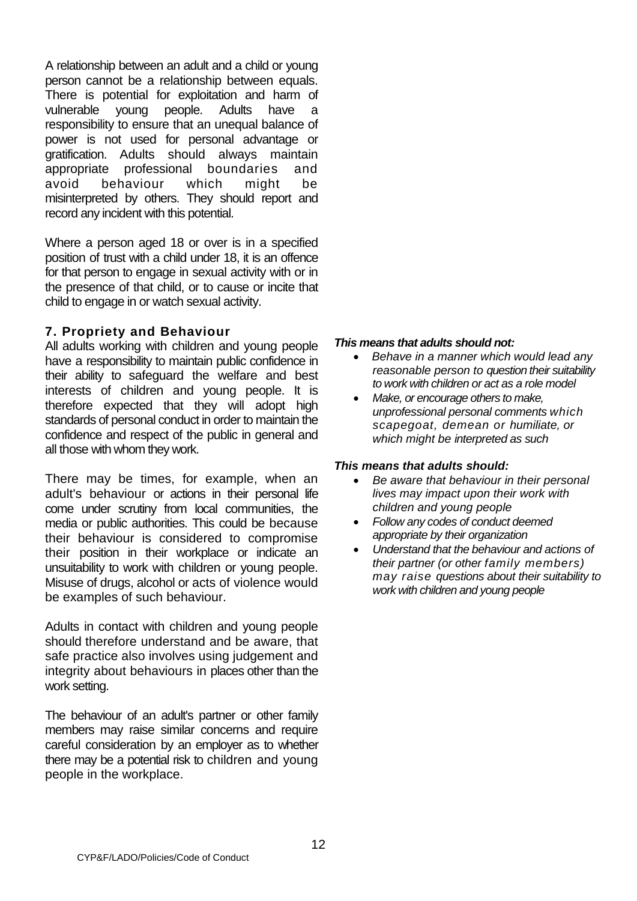A relationship between an adult and a child or young person cannot be a relationship between equals. There is potential for exploitation and harm of vulnerable young people. Adults have a responsibility to ensure that an unequal balance of power is not used for personal advantage or gratification. Adults should always maintain appropriate professional boundaries and avoid behaviour which might be misinterpreted by others. They should report and record any incident with this potential.

Where a person aged 18 or over is in a specified position of trust with a child under 18, it is an offence for that person to engage in sexual activity with or in the presence of that child, or to cause or incite that child to engage in or watch sexual activity.

### 7. Propriety and Behaviour

All adults working with children and young people have a responsibility to maintain public confidence in their ability to safeguard the welfare and best interests of children and young people. It is therefore expected that they will adopt high standards of personal conduct in order to maintain the confidence and respect of the public in general and all those with whom they work.

There may be times, for example, when an adult's behaviour or actions in their personal life come under scrutiny from local communities, the media or public authorities. This could be because their behaviour is considered to compromise their position in their workplace or indicate an unsuitability to work with children or young people. Misuse of drugs, alcohol or acts of violence would be examples of such behaviour.

Adults in contact with children and young people should therefore understand and be aware, that safe practice also involves using judgement and integrity about behaviours in places other than the work setting.

The behaviour of an adult's partner or other family members may raise similar concerns and require careful consideration by an employer as to whether there may be a potential risk to children and young people in the workplace.

***This means that adults should not:***

- *Behave in a manner which would lead any reasonable person to question their suitability to work with children or act as a role model*
- *Make, or encourage others to make, unprofessional personal comments which scapegoat, demean or humiliate, or which might be interpreted as such*

***This means that adults should:***

- *Be aware that behaviour in their personal lives may impact upon their work with children and young people*
- *Follow any codes of conduct deemed appropriate by their organization*
- *Understand that the behaviour and actions of their partner (or other family members) may raise questions about their suitability to work with children and young people*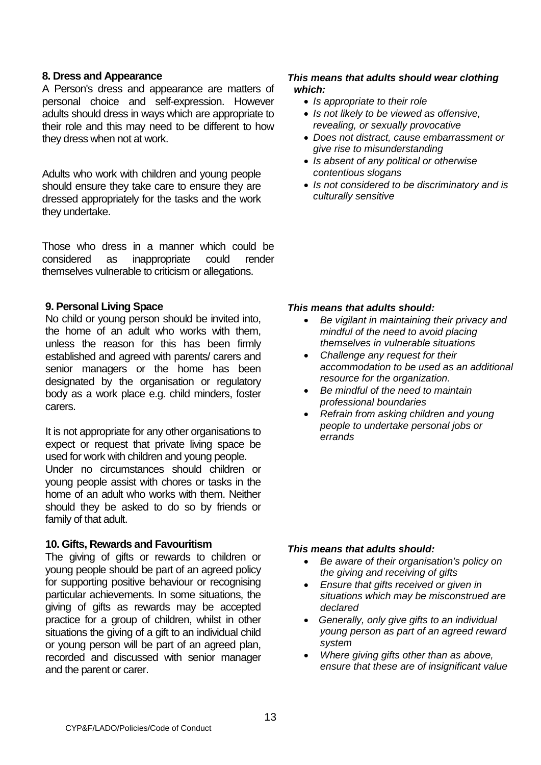## 8. Dress and Appearance

A Person's dress and appearance are matters of personal choice and self-expression. However adults should dress in ways which are appropriate to their role and this may need to be different to how they dress when not at work.

Adults who work with children and young people should ensure they take care to ensure they are dressed appropriately for the tasks and the work they undertake.

Those who dress in a manner which could be considered as inappropriate could render themselves vulnerable to criticism or allegations.

***This means that adults should wear clothing which:***

- *Is appropriate to their role*
- *Is not likely to be viewed as offensive, revealing, or sexually provocative*
- *Does not distract, cause embarrassment or give rise to misunderstanding*
- *Is absent of any political or otherwise contentious slogans*
- *Is not considered to be discriminatory and is culturally sensitive*

## 9. Personal Living Space

No child or young person should be invited into, the home of an adult who works with them, unless the reason for this has been firmly established and agreed with parents/ carers and senior managers or the home has been designated by the organisation or regulatory body as a work place e.g. child minders, foster carers.

It is not appropriate for any other organisations to expect or request that private living space be used for work with children and young people.
Under no circumstances should children or young people assist with chores or tasks in the home of an adult who works with them. Neither should they be asked to do so by friends or family of that adult.

***This means that adults should:***

- *Be vigilant in maintaining their privacy and mindful of the need to avoid placing themselves in vulnerable situations*
- *Challenge any request for their accommodation to be used as an additional resource for the organization.*
- *Be mindful of the need to maintain professional boundaries*
- *Refrain from asking children and young people to undertake personal jobs or errands*

## 10. Gifts, Rewards and Favouritism

The giving of gifts or rewards to children or young people should be part of an agreed policy for supporting positive behaviour or recognising particular achievements. In some situations, the giving of gifts as rewards may be accepted practice for a group of children, whilst in other situations the giving of a gift to an individual child or young person will be part of an agreed plan, recorded and discussed with senior manager and the parent or carer.

***This means that adults should:***

- *Be aware of their organisation's policy on the giving and receiving of gifts*
- *Ensure that gifts received or given in situations which may be misconstrued are declared*
- *Generally, only give gifts to an individual young person as part of an agreed reward system*
- *Where giving gifts other than as above, ensure that these are of insignificant value*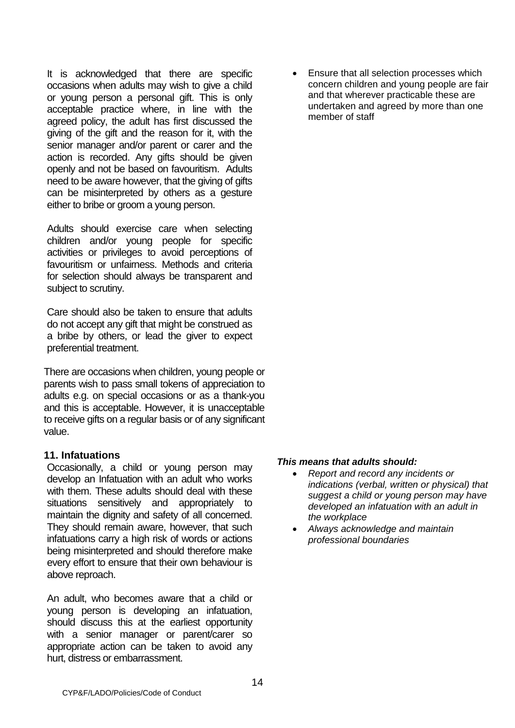It is acknowledged that there are specific occasions when adults may wish to give a child or young person a personal gift. This is only acceptable practice where, in line with the agreed policy, the adult has first discussed the giving of the gift and the reason for it, with the senior manager and/or parent or carer and the action is recorded. Any gifts should be given openly and not be based on favouritism. Adults need to be aware however, that the giving of gifts can be misinterpreted by others as a gesture either to bribe or groom a young person.

Adults should exercise care when selecting children and/or young people for specific activities or privileges to avoid perceptions of favouritism or unfairness. Methods and criteria for selection should always be transparent and subject to scrutiny.

Care should also be taken to ensure that adults do not accept any gift that might be construed as a bribe by others, or lead the giver to expect preferential treatment.

There are occasions when children, young people or parents wish to pass small tokens of appreciation to adults e.g. on special occasions or as a thank-you and this is acceptable. However, it is unacceptable to receive gifts on a regular basis or of any significant value.

- Ensure that all selection processes which concern children and young people are fair and that wherever practicable these are undertaken and agreed by more than one member of staff

## 11. Infatuations

Occasionally, a child or young person may develop an Infatuation with an adult who works with them. These adults should deal with these situations sensitively and appropriately to maintain the dignity and safety of all concerned. They should remain aware, however, that such infatuations carry a high risk of words or actions being misinterpreted and should therefore make every effort to ensure that their own behaviour is above reproach.

An adult, who becomes aware that a child or young person is developing an infatuation, should discuss this at the earliest opportunity with a senior manager or parent/carer so appropriate action can be taken to avoid any hurt, distress or embarrassment.

***This means that adults should:***

- *Report and record any incidents or indications (verbal, written or physical) that suggest a child or young person may have developed an infatuation with an adult in the workplace*
- *Always acknowledge and maintain professional boundaries*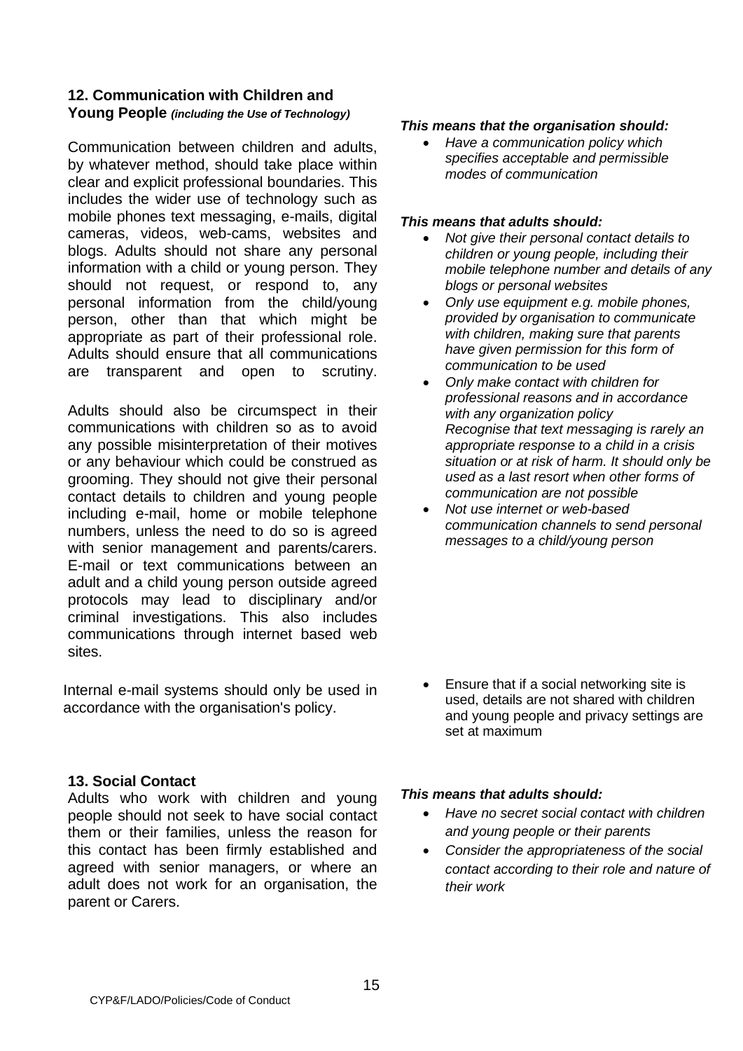## 12. Communication with Children and Young People *(including the Use of Technology)*

Communication between children and adults, by whatever method, should take place within clear and explicit professional boundaries. This includes the wider use of technology such as mobile phones text messaging, e-mails, digital cameras, videos, web-cams, websites and blogs. Adults should not share any personal information with a child or young person. They should not request, or respond to, any personal information from the child/young person, other than that which might be appropriate as part of their professional role. Adults should ensure that all communications are transparent and open to scrutiny.

Adults should also be circumspect in their communications with children so as to avoid any possible misinterpretation of their motives or any behaviour which could be construed as grooming. They should not give their personal contact details to children and young people including e-mail, home or mobile telephone numbers, unless the need to do so is agreed with senior management and parents/carers. E-mail or text communications between an adult and a child young person outside agreed protocols may lead to disciplinary and/or criminal investigations. This also includes communications through internet based web sites.

Internal e-mail systems should only be used in accordance with the organisation's policy.

***This means that the organisation should:***

- *Have a communication policy which specifies acceptable and permissible modes of communication*

***This means that adults should:***

- *Not give their personal contact details to children or young people, including their mobile telephone number and details of any blogs or personal websites*
- *Only use equipment e.g. mobile phones, provided by organisation to communicate with children, making sure that parents have given permission for this form of communication to be used*
- *Only make contact with children for professional reasons and in accordance with any organization policy*
  *Recognise that text messaging is rarely an appropriate response to a child in a crisis situation or at risk of harm. It should only be used as a last resort when other forms of communication are not possible*
- *Not use internet or web-based communication channels to send personal messages to a child/young person*
- Ensure that if a social networking site is used, details are not shared with children and young people and privacy settings are set at maximum

## 13. Social Contact

Adults who work with children and young people should not seek to have social contact them or their families, unless the reason for this contact has been firmly established and agreed with senior managers, or where an adult does not work for an organisation, the parent or Carers.

***This means that adults should:***

- *Have no secret social contact with children and young people or their parents*
- *Consider the appropriateness of the social contact according to their role and nature of their work*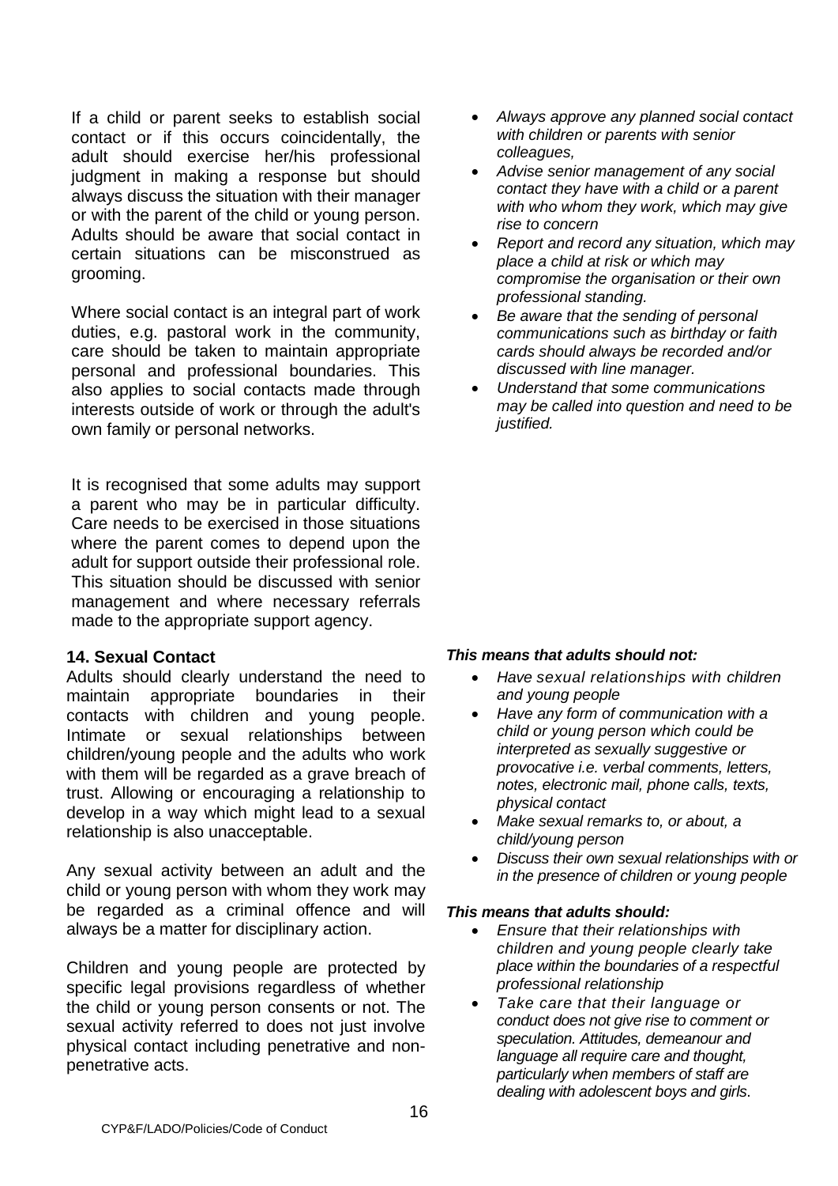If a child or parent seeks to establish social contact or if this occurs coincidentally, the adult should exercise her/his professional judgment in making a response but should always discuss the situation with their manager or with the parent of the child or young person. Adults should be aware that social contact in certain situations can be misconstrued as grooming.

Where social contact is an integral part of work duties, e.g. pastoral work in the community, care should be taken to maintain appropriate personal and professional boundaries. This also applies to social contacts made through interests outside of work or through the adult's own family or personal networks.

It is recognised that some adults may support a parent who may be in particular difficulty. Care needs to be exercised in those situations where the parent comes to depend upon the adult for support outside their professional role. This situation should be discussed with senior management and where necessary referrals made to the appropriate support agency.

- *Always approve any planned social contact with children or parents with senior colleagues,*
- *Advise senior management of any social contact they have with a child or a parent with who whom they work, which may give rise to concern*
- *Report and record any situation, which may place a child at risk or which may compromise the organisation or their own professional standing.*
- *Be aware that the sending of personal communications such as birthday or faith cards should always be recorded and/or discussed with line manager.*
- *Understand that some communications may be called into question and need to be justified.*

## 14. Sexual Contact

Adults should clearly understand the need to maintain appropriate boundaries in their contacts with children and young people. Intimate or sexual relationships between children/young people and the adults who work with them will be regarded as a grave breach of trust. Allowing or encouraging a relationship to develop in a way which might lead to a sexual relationship is also unacceptable.

Any sexual activity between an adult and the child or young person with whom they work may be regarded as a criminal offence and will always be a matter for disciplinary action.

Children and young people are protected by specific legal provisions regardless of whether the child or young person consents or not. The sexual activity referred to does not just involve physical contact including penetrative and non-penetrative acts.

***This means that adults should not:***

- *Have sexual relationships with children and young people*
- *Have any form of communication with a child or young person which could be interpreted as sexually suggestive or provocative i.e. verbal comments, letters, notes, electronic mail, phone calls, texts, physical contact*
- *Make sexual remarks to, or about, a child/young person*
- *Discuss their own sexual relationships with or in the presence of children or young people*

***This means that adults should:***

- *Ensure that their relationships with children and young people clearly take place within the boundaries of a respectful professional relationship*
- *Take care that their language or conduct does not give rise to comment or speculation. Attitudes, demeanour and language all require care and thought, particularly when members of staff are dealing with adolescent boys and girls.*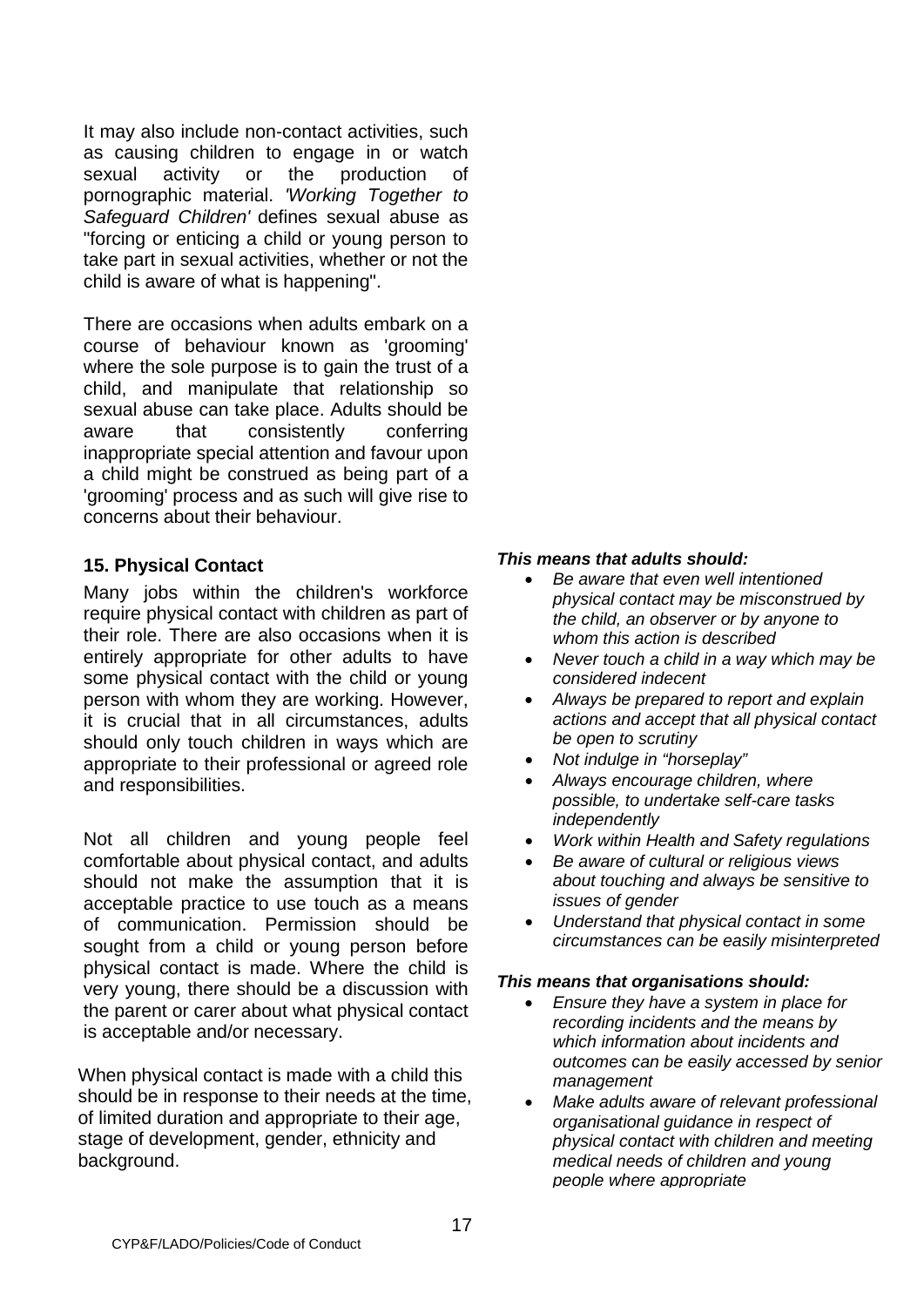It may also include non-contact activities, such as causing children to engage in or watch sexual activity or the production of pornographic material. *'Working Together to Safeguard Children'* defines sexual abuse as "forcing or enticing a child or young person to take part in sexual activities, whether or not the child is aware of what is happening".

There are occasions when adults embark on a course of behaviour known as 'grooming' where the sole purpose is to gain the trust of a child, and manipulate that relationship so sexual abuse can take place. Adults should be aware that consistently conferring inappropriate special attention and favour upon a child might be construed as being part of a 'grooming' process and as such will give rise to concerns about their behaviour.

## 15. Physical Contact

Many jobs within the children's workforce require physical contact with children as part of their role. There are also occasions when it is entirely appropriate for other adults to have some physical contact with the child or young person with whom they are working. However, it is crucial that in all circumstances, adults should only touch children in ways which are appropriate to their professional or agreed role and responsibilities.

Not all children and young people feel comfortable about physical contact, and adults should not make the assumption that it is acceptable practice to use touch as a means of communication. Permission should be sought from a child or young person before physical contact is made. Where the child is very young, there should be a discussion with the parent or carer about what physical contact is acceptable and/or necessary.

When physical contact is made with a child this should be in response to their needs at the time, of limited duration and appropriate to their age, stage of development, gender, ethnicity and background.

***This means that adults should:***

- *Be aware that even well intentioned physical contact may be misconstrued by the child, an observer or by anyone to whom this action is described*
- *Never touch a child in a way which may be considered indecent*
- *Always be prepared to report and explain actions and accept that all physical contact be open to scrutiny*
- *Not indulge in "horseplay"*
- *Always encourage children, where possible, to undertake self-care tasks independently*
- *Work within Health and Safety regulations*
- *Be aware of cultural or religious views about touching and always be sensitive to issues of gender*
- *Understand that physical contact in some circumstances can be easily misinterpreted*

***This means that organisations should:***

- *Ensure they have a system in place for recording incidents and the means by which information about incidents and outcomes can be easily accessed by senior management*
- *Make adults aware of relevant professional organisational guidance in respect of physical contact with children and meeting medical needs of children and young people where appropriate*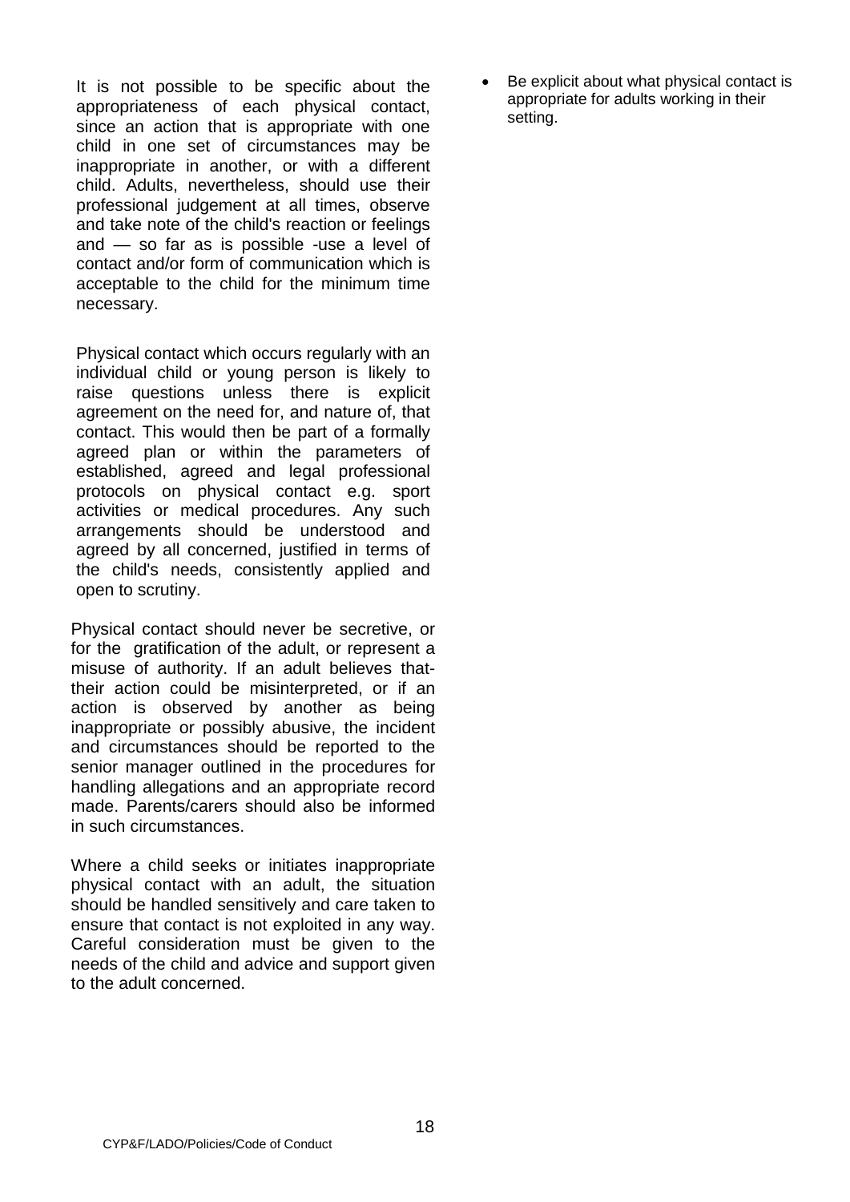It is not possible to be specific about the appropriateness of each physical contact, since an action that is appropriate with one child in one set of circumstances may be inappropriate in another, or with a different child. Adults, nevertheless, should use their professional judgement at all times, observe and take note of the child's reaction or feelings and — so far as is possible -use a level of contact and/or form of communication which is acceptable to the child for the minimum time necessary.

Physical contact which occurs regularly with an individual child or young person is likely to raise questions unless there is explicit agreement on the need for, and nature of, that contact. This would then be part of a formally agreed plan or within the parameters of established, agreed and legal professional protocols on physical contact e.g. sport activities or medical procedures. Any such arrangements should be understood and agreed by all concerned, justified in terms of the child's needs, consistently applied and open to scrutiny.

Physical contact should never be secretive, or for the gratification of the adult, or represent a misuse of authority. If an adult believes that-their action could be misinterpreted, or if an action is observed by another as being inappropriate or possibly abusive, the incident and circumstances should be reported to the senior manager outlined in the procedures for handling allegations and an appropriate record made. Parents/carers should also be informed in such circumstances.

Where a child seeks or initiates inappropriate physical contact with an adult, the situation should be handled sensitively and care taken to ensure that contact is not exploited in any way. Careful consideration must be given to the needs of the child and advice and support given to the adult concerned.

- Be explicit about what physical contact is appropriate for adults working in their setting.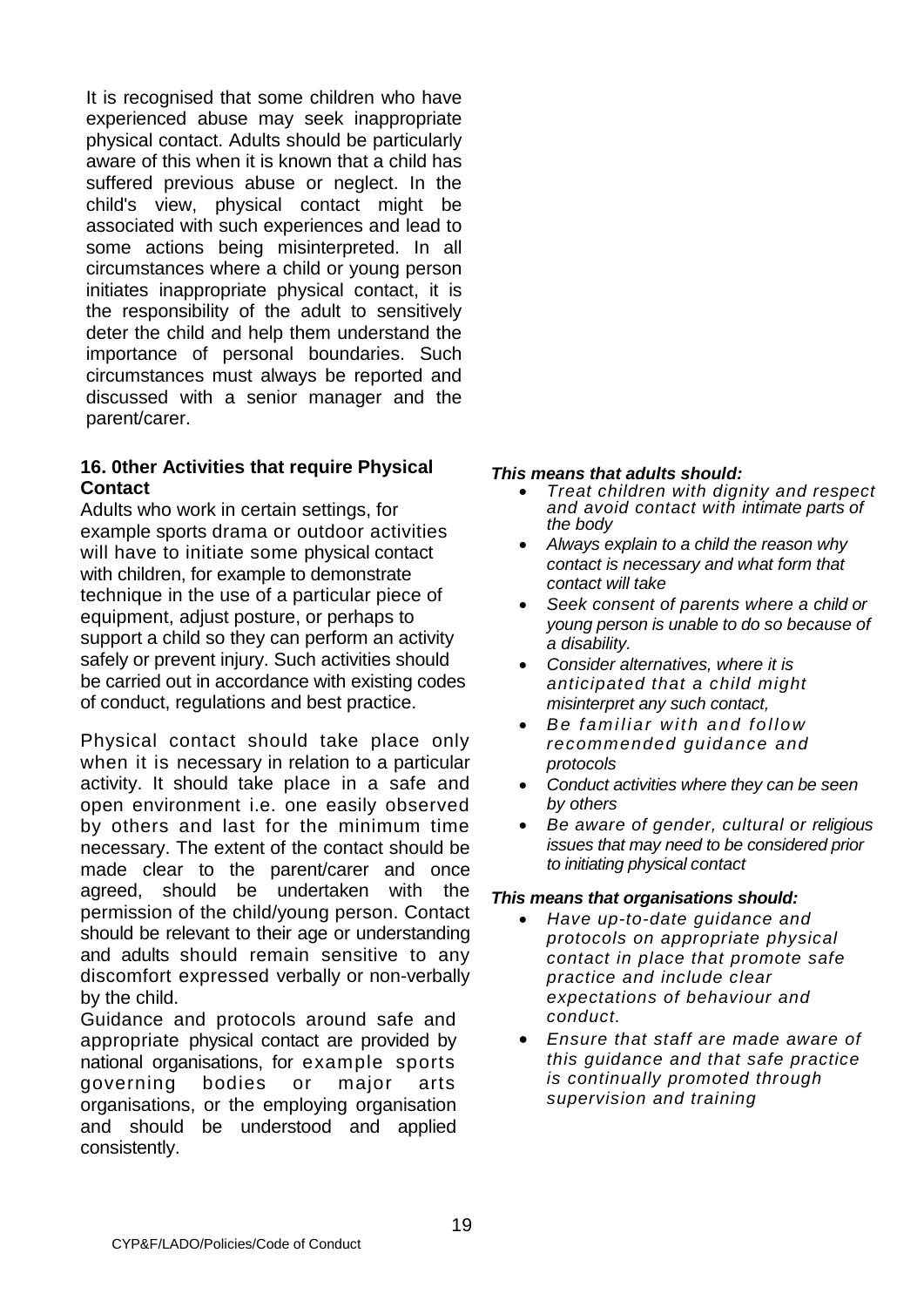It is recognised that some children who have experienced abuse may seek inappropriate physical contact. Adults should be particularly aware of this when it is known that a child has suffered previous abuse or neglect. In the child's view, physical contact might be associated with such experiences and lead to some actions being misinterpreted. In all circumstances where a child or young person initiates inappropriate physical contact, it is the responsibility of the adult to sensitively deter the child and help them understand the importance of personal boundaries. Such circumstances must always be reported and discussed with a senior manager and the parent/carer.

### 16. 0ther Activities that require Physical Contact

Adults who work in certain settings, for example sports drama or outdoor activities will have to initiate some physical contact with children, for example to demonstrate technique in the use of a particular piece of equipment, adjust posture, or perhaps to support a child so they can perform an activity safely or prevent injury. Such activities should be carried out in accordance with existing codes of conduct, regulations and best practice.

Physical contact should take place only when it is necessary in relation to a particular activity. It should take place in a safe and open environment i.e. one easily observed by others and last for the minimum time necessary. The extent of the contact should be made clear to the parent/carer and once agreed, should be undertaken with the permission of the child/young person. Contact should be relevant to their age or understanding and adults should remain sensitive to any discomfort expressed verbally or non-verbally by the child.

Guidance and protocols around safe and appropriate physical contact are provided by national organisations, for example sports governing bodies or major arts organisations, or the employing organisation and should be understood and applied consistently.

***This means that adults should:***

- *Treat children with dignity and respect and avoid contact with intimate parts of the body*
- *Always explain to a child the reason why contact is necessary and what form that contact will take*
- *Seek consent of parents where a child or young person is unable to do so because of a disability.*
- *Consider alternatives, where it is anticipated that a child might misinterpret any such contact,*
- *Be familiar with and follow recommended guidance and protocols*
- *Conduct activities where they can be seen by others*
- *Be aware of gender, cultural or religious issues that may need to be considered prior to initiating physical contact*

***This means that organisations should:***

- *Have up-to-date guidance and protocols on appropriate physical contact in place that promote safe practice and include clear expectations of behaviour and conduct.*
- *Ensure that staff are made aware of this guidance and that safe practice is continually promoted through supervision and training*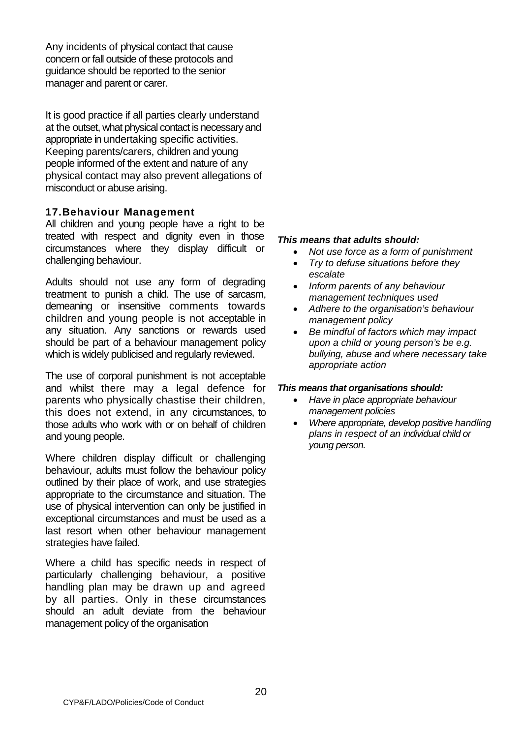Any incidents of physical contact that cause concern or fall outside of these protocols and guidance should be reported to the senior manager and parent or carer.

It is good practice if all parties clearly understand at the outset, what physical contact is necessary and appropriate in undertaking specific activities. Keeping parents/carers, children and young people informed of the extent and nature of any physical contact may also prevent allegations of misconduct or abuse arising.

### 17. Behaviour Management

All children and young people have a right to be treated with respect and dignity even in those circumstances where they display difficult or challenging behaviour.

Adults should not use any form of degrading treatment to punish a child. The use of sarcasm, demeaning or insensitive comments towards children and young people is not acceptable in any situation. Any sanctions or rewards used should be part of a behaviour management policy which is widely publicised and regularly reviewed.

The use of corporal punishment is not acceptable and whilst there may a legal defence for parents who physically chastise their children, this does not extend, in any circumstances, to those adults who work with or on behalf of children and young people.

Where children display difficult or challenging behaviour, adults must follow the behaviour policy outlined by their place of work, and use strategies appropriate to the circumstance and situation. The use of physical intervention can only be justified in exceptional circumstances and must be used as a last resort when other behaviour management strategies have failed.

Where a child has specific needs in respect of particularly challenging behaviour, a positive handling plan may be drawn up and agreed by all parties. Only in these circumstances should an adult deviate from the behaviour management policy of the organisation

***This means that adults should:***

- *Not use force as a form of punishment*
- *Try to defuse situations before they escalate*
- *Inform parents of any behaviour management techniques used*
- *Adhere to the organisation's behaviour management policy*
- *Be mindful of factors which may impact upon a child or young person's be e.g. bullying, abuse and where necessary take appropriate action*

***This means that organisations should:***

- *Have in place appropriate behaviour management policies*
- *Where appropriate, develop positive handling plans in respect of an individual child or young person.*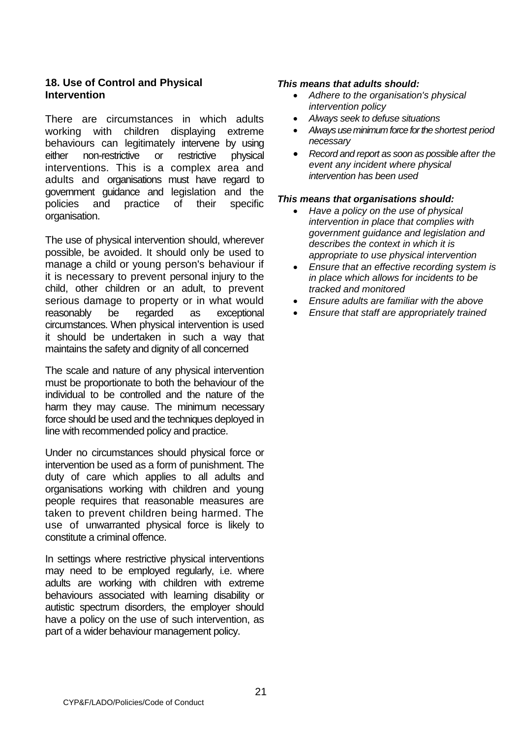## 18. Use of Control and Physical Intervention

There are circumstances in which adults working with children displaying extreme behaviours can legitimately intervene by using either non-restrictive or restrictive physical interventions. This is a complex area and adults and organisations must have regard to government guidance and legislation and the policies and practice of their specific organisation.

The use of physical intervention should, wherever possible, be avoided. It should only be used to manage a child or young person's behaviour if it is necessary to prevent personal injury to the child, other children or an adult, to prevent serious damage to property or in what would reasonably be regarded as exceptional circumstances. When physical intervention is used it should be undertaken in such a way that maintains the safety and dignity of all concerned

The scale and nature of any physical intervention must be proportionate to both the behaviour of the individual to be controlled and the nature of the harm they may cause. The minimum necessary force should be used and the techniques deployed in line with recommended policy and practice.

Under no circumstances should physical force or intervention be used as a form of punishment. The duty of care which applies to all adults and organisations working with children and young people requires that reasonable measures are taken to prevent children being harmed. The use of unwarranted physical force is likely to constitute a criminal offence.

In settings where restrictive physical interventions may need to be employed regularly, i.e. where adults are working with children with extreme behaviours associated with learning disability or autistic spectrum disorders, the employer should have a policy on the use of such intervention, as part of a wider behaviour management policy.

***This means that adults should:***

- *Adhere to the organisation's physical intervention policy*
- *Always seek to defuse situations*
- *Always use minimum force for the shortest period necessary*
- *Record and report as soon as possible after the event any incident where physical intervention has been used*

***This means that organisations should:***

- *Have a policy on the use of physical intervention in place that complies with government guidance and legislation and describes the context in which it is appropriate to use physical intervention*
- *Ensure that an effective recording system is in place which allows for incidents to be tracked and monitored*
- *Ensure adults are familiar with the above*
- *Ensure that staff are appropriately trained*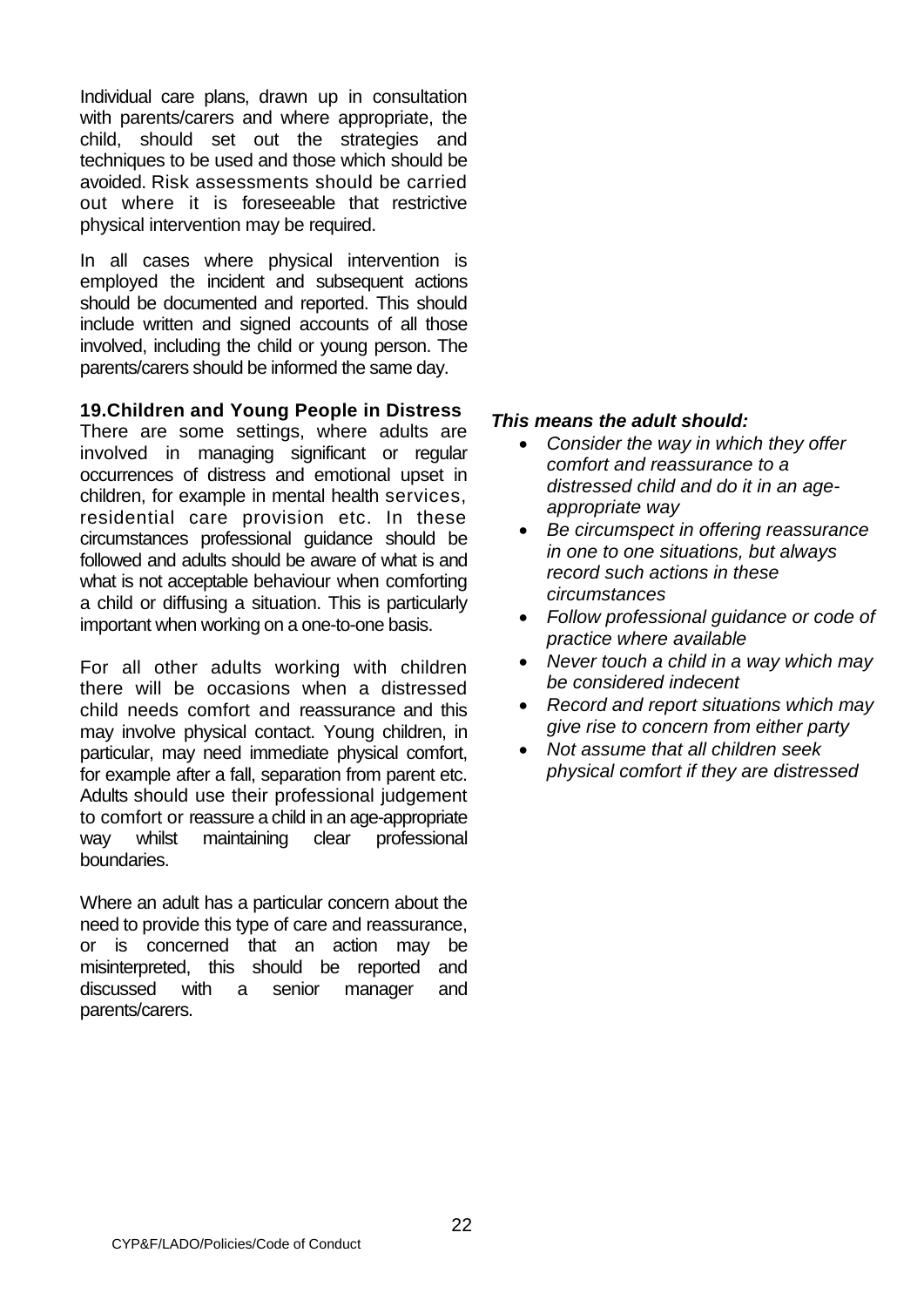Individual care plans, drawn up in consultation with parents/carers and where appropriate, the child, should set out the strategies and techniques to be used and those which should be avoided. Risk assessments should be carried out where it is foreseeable that restrictive physical intervention may be required.

In all cases where physical intervention is employed the incident and subsequent actions should be documented and reported. This should include written and signed accounts of all those involved, including the child or young person. The parents/carers should be informed the same day.

### 19. Children and Young People in Distress

There are some settings, where adults are involved in managing significant or regular occurrences of distress and emotional upset in children, for example in mental health services, residential care provision etc. In these circumstances professional guidance should be followed and adults should be aware of what is and what is not acceptable behaviour when comforting a child or diffusing a situation. This is particularly important when working on a one-to-one basis.

For all other adults working with children there will be occasions when a distressed child needs comfort and reassurance and this may involve physical contact. Young children, in particular, may need immediate physical comfort, for example after a fall, separation from parent etc. Adults should use their professional judgement to comfort or reassure a child in an age-appropriate way whilst maintaining clear professional boundaries.

Where an adult has a particular concern about the need to provide this type of care and reassurance, or is concerned that an action may be misinterpreted, this should be reported and discussed with a senior manager and parents/carers.

***This means the adult should:***

- *Consider the way in which they offer comfort and reassurance to a distressed child and do it in an age-appropriate way*
- *Be circumspect in offering reassurance in one to one situations, but always record such actions in these circumstances*
- *Follow professional guidance or code of practice where available*
- *Never touch a child in a way which may be considered indecent*
- *Record and report situations which may give rise to concern from either party*
- *Not assume that all children seek physical comfort if they are distressed*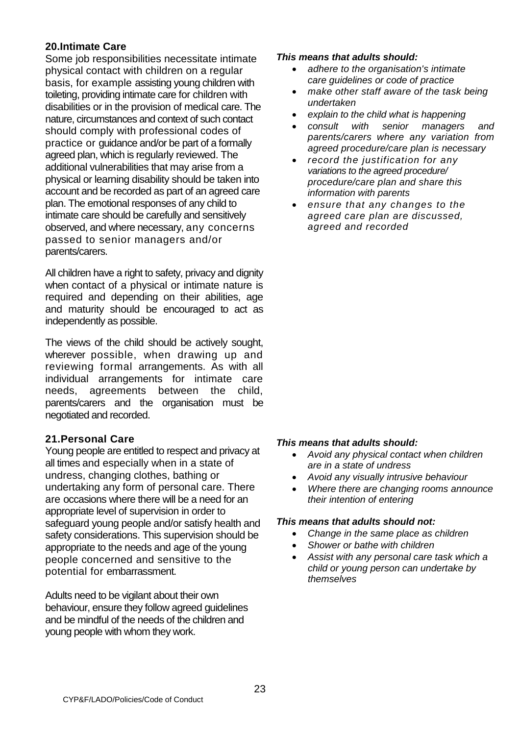## 20. Intimate Care

Some job responsibilities necessitate intimate physical contact with children on a regular basis, for example assisting young children with toileting, providing intimate care for children with disabilities or in the provision of medical care. The nature, circumstances and context of such contact should comply with professional codes of practice or guidance and/or be part of a formally agreed plan, which is regularly reviewed. The additional vulnerabilities that may arise from a physical or learning disability should be taken into account and be recorded as part of an agreed care plan. The emotional responses of any child to intimate care should be carefully and sensitively observed, and where necessary, any concerns passed to senior managers and/or parents/carers.

All children have a right to safety, privacy and dignity when contact of a physical or intimate nature is required and depending on their abilities, age and maturity should be encouraged to act as independently as possible.

The views of the child should be actively sought, wherever possible, when drawing up and reviewing formal arrangements. As with all individual arrangements for intimate care needs, agreements between the child, parents/carers and the organisation must be negotiated and recorded.

***This means that adults should:***

- *adhere to the organisation's intimate care guidelines or code of practice*
- *make other staff aware of the task being undertaken*
- *explain to the child what is happening*
- *consult with senior managers and parents/carers where any variation from agreed procedure/care plan is necessary*
- *record the justification for any variations to the agreed procedure/ procedure/care plan and share this information with parents*
- *ensure that any changes to the agreed care plan are discussed, agreed and recorded*

## 21. Personal Care

Young people are entitled to respect and privacy at all times and especially when in a state of undress, changing clothes, bathing or undertaking any form of personal care. There are occasions where there will be a need for an appropriate level of supervision in order to safeguard young people and/or satisfy health and safety considerations. This supervision should be appropriate to the needs and age of the young people concerned and sensitive to the potential for embarrassment.

Adults need to be vigilant about their own behaviour, ensure they follow agreed guidelines and be mindful of the needs of the children and young people with whom they work.

***This means that adults should:***

- *Avoid any physical contact when children are in a state of undress*
- *Avoid any visually intrusive behaviour*
- *Where there are changing rooms announce their intention of entering*

***This means that adults should not:***

- *Change in the same place as children*
- *Shower or bathe with children*
- *Assist with any personal care task which a child or young person can undertake by themselves*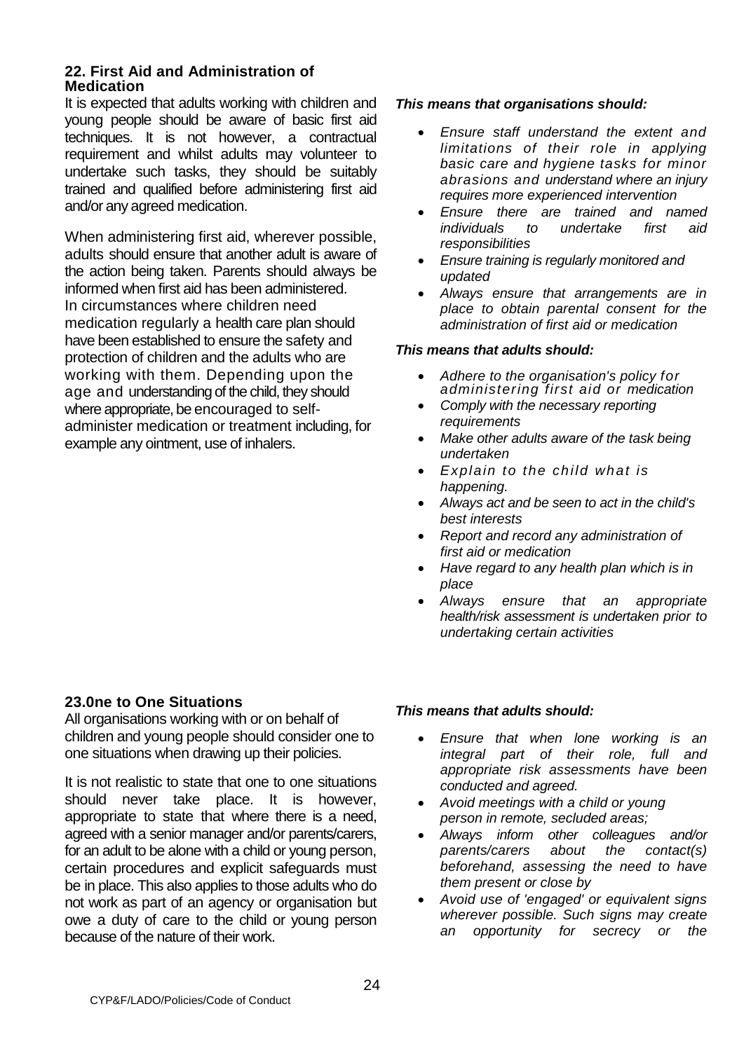## 22. First Aid and Administration of Medication

It is expected that adults working with children and young people should be aware of basic first aid techniques. It is not however, a contractual requirement and whilst adults may volunteer to undertake such tasks, they should be suitably trained and qualified before administering first aid and/or any agreed medication.

When administering first aid, wherever possible, adults should ensure that another adult is aware of the action being taken. Parents should always be informed when first aid has been administered. In circumstances where children need medication regularly a health care plan should have been established to ensure the safety and protection of children and the adults who are working with them. Depending upon the age and understanding of the child, they should where appropriate, be encouraged to self-administer medication or treatment including, for example any ointment, use of inhalers.

***This means that organisations should:***

- *Ensure staff understand the extent and limitations of their role in applying basic care and hygiene tasks for minor abrasions and understand where an injury requires more experienced intervention*
- *Ensure there are trained and named individuals to undertake first aid responsibilities*
- *Ensure training is regularly monitored and updated*
- *Always ensure that arrangements are in place to obtain parental consent for the administration of first aid or medication*

***This means that adults should:***

- *Adhere to the organisation's policy for administering first aid or medication*
- *Comply with the necessary reporting requirements*
- *Make other adults aware of the task being undertaken*
- *Explain to the child what is happening.*
- *Always act and be seen to act in the child's best interests*
- *Report and record any administration of first aid or medication*
- *Have regard to any health plan which is in place*
- *Always ensure that an appropriate health/risk assessment is undertaken prior to undertaking certain activities*

## 23.0ne to One Situations

All organisations working with or on behalf of children and young people should consider one to one situations when drawing up their policies.

It is not realistic to state that one to one situations should never take place. It is however, appropriate to state that where there is a need, agreed with a senior manager and/or parents/carers, for an adult to be alone with a child or young person, certain procedures and explicit safeguards must be in place. This also applies to those adults who do not work as part of an agency or organisation but owe a duty of care to the child or young person because of the nature of their work.

***This means that adults should:***

- *Ensure that when lone working is an integral part of their role, full and appropriate risk assessments have been conducted and agreed.*
- *Avoid meetings with a child or young person in remote, secluded areas;*
- *Always inform other colleagues and/or parents/carers about the contact(s) beforehand, assessing the need to have them present or close by*
- *Avoid use of 'engaged' or equivalent signs wherever possible. Such signs may create an opportunity for secrecy or the*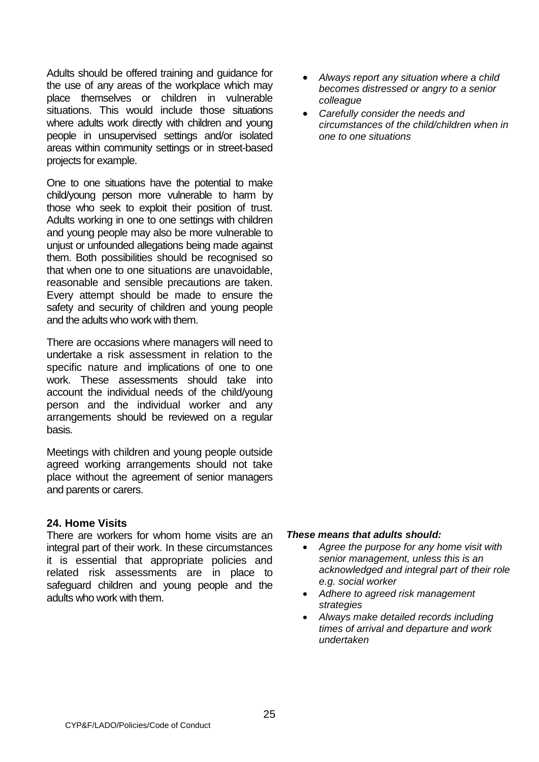Adults should be offered training and guidance for the use of any areas of the workplace which may place themselves or children in vulnerable situations. This would include those situations where adults work directly with children and young people in unsupervised settings and/or isolated areas within community settings or in street-based projects for example.

One to one situations have the potential to make child/young person more vulnerable to harm by those who seek to exploit their position of trust. Adults working in one to one settings with children and young people may also be more vulnerable to unjust or unfounded allegations being made against them. Both possibilities should be recognised so that when one to one situations are unavoidable, reasonable and sensible precautions are taken. Every attempt should be made to ensure the safety and security of children and young people and the adults who work with them.

There are occasions where managers will need to undertake a risk assessment in relation to the specific nature and implications of one to one work. These assessments should take into account the individual needs of the child/young person and the individual worker and any arrangements should be reviewed on a regular basis.

Meetings with children and young people outside agreed working arrangements should not take place without the agreement of senior managers and parents or carers.

- *Always report any situation where a child becomes distressed or angry to a senior colleague*
- *Carefully consider the needs and circumstances of the child/children when in one to one situations*

### 24. Home Visits

There are workers for whom home visits are an integral part of their work. In these circumstances it is essential that appropriate policies and related risk assessments are in place to safeguard children and young people and the adults who work with them.

***These means that adults should:***

- *Agree the purpose for any home visit with senior management, unless this is an acknowledged and integral part of their role e.g. social worker*
- *Adhere to agreed risk management strategies*
- *Always make detailed records including times of arrival and departure and work undertaken*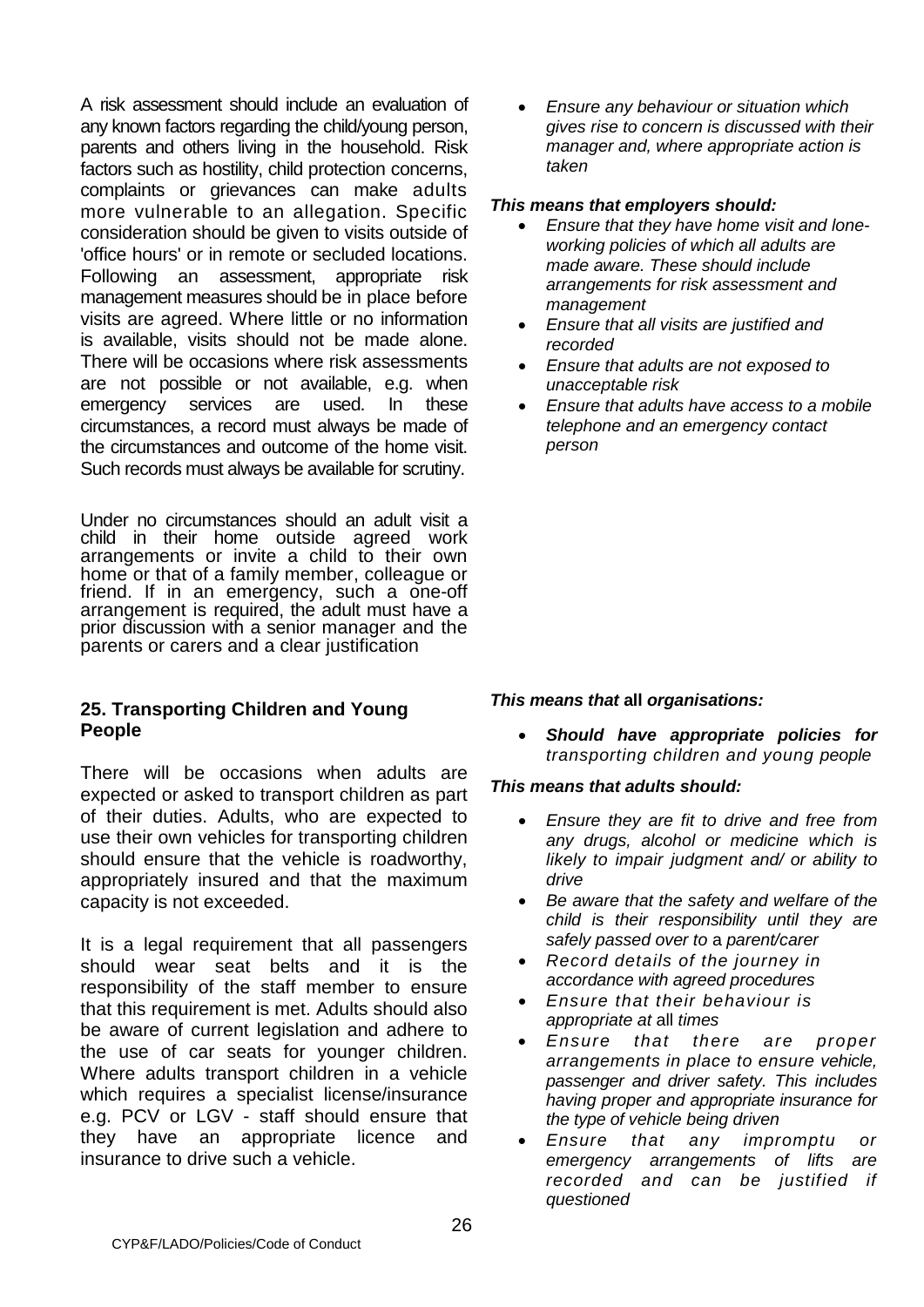A risk assessment should include an evaluation of any known factors regarding the child/young person, parents and others living in the household. Risk factors such as hostility, child protection concerns, complaints or grievances can make adults more vulnerable to an allegation. Specific consideration should be given to visits outside of 'office hours' or in remote or secluded locations. Following an assessment, appropriate risk management measures should be in place before visits are agreed. Where little or no information is available, visits should not be made alone. There will be occasions where risk assessments are not possible or not available, e.g. when emergency services are used. In these circumstances, a record must always be made of the circumstances and outcome of the home visit. Such records must always be available for scrutiny.

Under no circumstances should an adult visit a child in their home outside agreed work arrangements or invite a child to their own home or that of a family member, colleague or friend. If in an emergency, such a one-off arrangement is required, the adult must have a prior discussion with a senior manager and the parents or carers and a clear justification

- *Ensure any behaviour or situation which gives rise to concern is discussed with their manager and, where appropriate action is taken*

***This means that employers should:***

- *Ensure that they have home visit and lone-working policies of which all adults are made aware. These should include arrangements for risk assessment and management*
- *Ensure that all visits are justified and recorded*
- *Ensure that adults are not exposed to unacceptable risk*
- *Ensure that adults have access to a mobile telephone and an emergency contact person*

### 25. Transporting Children and Young People

There will be occasions when adults are expected or asked to transport children as part of their duties. Adults, who are expected to use their own vehicles for transporting children should ensure that the vehicle is roadworthy, appropriately insured and that the maximum capacity is not exceeded.

It is a legal requirement that all passengers should wear seat belts and it is the responsibility of the staff member to ensure that this requirement is met. Adults should also be aware of current legislation and adhere to the use of car seats for younger children. Where adults transport children in a vehicle which requires a specialist license/insurance e.g. PCV or LGV - staff should ensure that they have an appropriate licence and insurance to drive such a vehicle.

***This means that* all *organisations:***

- ***Should have appropriate policies for*** *transporting children and young people*

***This means that adults should:***

- *Ensure they are fit to drive and free from any drugs, alcohol or medicine which is likely to impair judgment and/ or ability to drive*
- *Be aware that the safety and welfare of the child is their responsibility until they are safely passed over to* a *parent/carer*
- *Record details of the journey in accordance with agreed procedures*
- *Ensure that their behaviour is appropriate at* all *times*
- *Ensure that there are proper arrangements in place to ensure vehicle, passenger and driver safety. This includes having proper and appropriate insurance for the type of vehicle being driven*
- *Ensure that any impromptu or emergency arrangements of lifts are recorded and can be justified if questioned*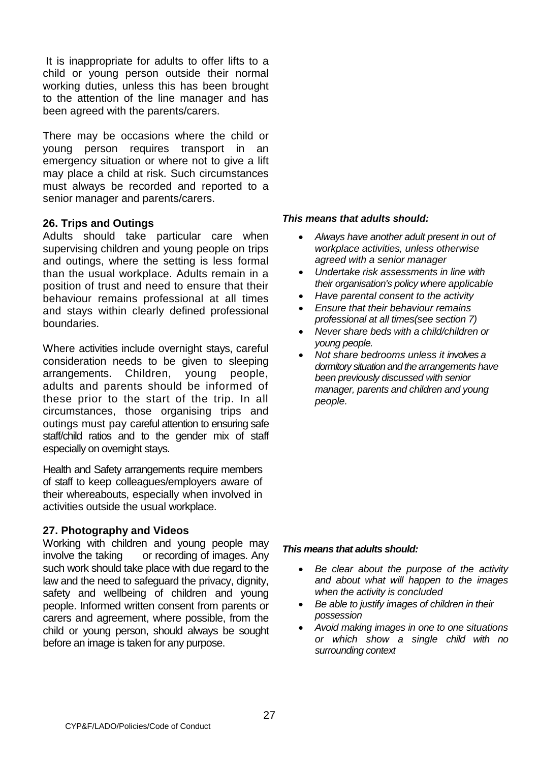It is inappropriate for adults to offer lifts to a child or young person outside their normal working duties, unless this has been brought to the attention of the line manager and has been agreed with the parents/carers.

There may be occasions where the child or young person requires transport in an emergency situation or where not to give a lift may place a child at risk. Such circumstances must always be recorded and reported to a senior manager and parents/carers.

### 26. Trips and Outings

Adults should take particular care when supervising children and young people on trips and outings, where the setting is less formal than the usual workplace. Adults remain in a position of trust and need to ensure that their behaviour remains professional at all times and stays within clearly defined professional boundaries.

Where activities include overnight stays, careful consideration needs to be given to sleeping arrangements. Children, young people, adults and parents should be informed of these prior to the start of the trip. In all circumstances, those organising trips and outings must pay careful attention to ensuring safe staff/child ratios and to the gender mix of staff especially on overnight stays.

Health and Safety arrangements require members of staff to keep colleagues/employers aware of their whereabouts, especially when involved in activities outside the usual workplace.

***This means that adults should:***

- *Always have another adult present in out of workplace activities, unless otherwise agreed with a senior manager*
- *Undertake risk assessments in line with their organisation's policy where applicable*
- *Have parental consent to the activity*
- *Ensure that their behaviour remains professional at all times(see section 7)*
- *Never share beds with a child/children or young people.*
- *Not share bedrooms unless it involves a dormitory situation and the arrangements have been previously discussed with senior manager, parents and children and young people.*

### 27. Photography and Videos

Working with children and young people may involve the taking or recording of images. Any such work should take place with due regard to the law and the need to safeguard the privacy, dignity, safety and wellbeing of children and young people. Informed written consent from parents or carers and agreement, where possible, from the child or young person, should always be sought before an image is taken for any purpose.

***This means that adults should:***

- *Be clear about the purpose of the activity and about what will happen to the images when the activity is concluded*
- *Be able to justify images of children in their possession*
- *Avoid making images in one to one situations or which show a single child with no surrounding context*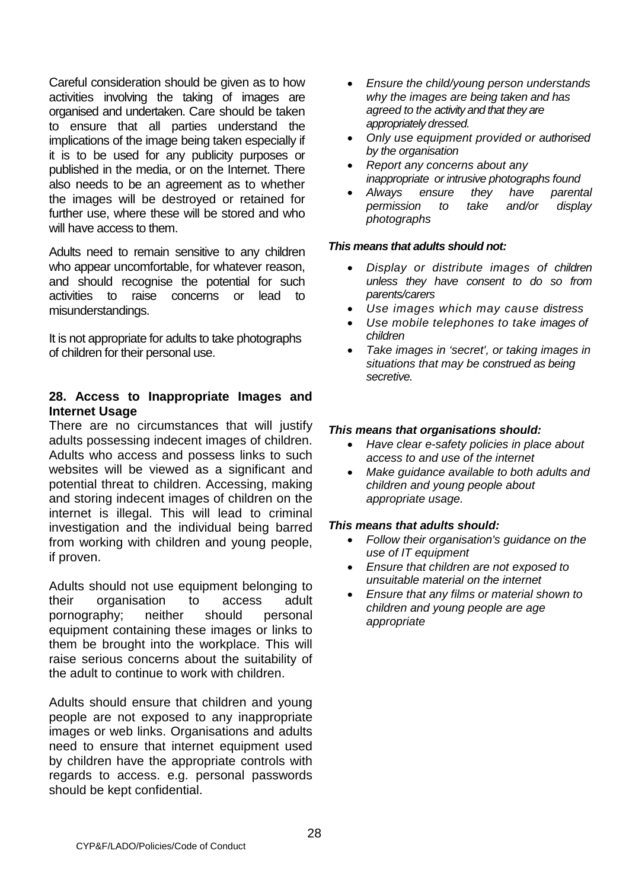Careful consideration should be given as to how activities involving the taking of images are organised and undertaken. Care should be taken to ensure that all parties understand the implications of the image being taken especially if it is to be used for any publicity purposes or published in the media, or on the Internet. There also needs to be an agreement as to whether the images will be destroyed or retained for further use, where these will be stored and who will have access to them.

Adults need to remain sensitive to any children who appear uncomfortable, for whatever reason, and should recognise the potential for such activities to raise concerns or lead to misunderstandings.

It is not appropriate for adults to take photographs of children for their personal use.

- *Ensure the child/young person understands why the images are being taken and has agreed to the activity and that they are appropriately dressed.*
- *Only use equipment provided or authorised by the organisation*
- *Report any concerns about any inappropriate or intrusive photographs found*
- *Always ensure they have parental permission to take and/or display photographs*

***This means that adults should not:***

- *Display or distribute images of children unless they have consent to do so from parents/carers*
- *Use images which may cause distress*
- *Use mobile telephones to take images of children*
- *Take images in 'secret', or taking images in situations that may be construed as being secretive.*

## 28. Access to Inappropriate Images and Internet Usage

There are no circumstances that will justify adults possessing indecent images of children. Adults who access and possess links to such websites will be viewed as a significant and potential threat to children. Accessing, making and storing indecent images of children on the internet is illegal. This will lead to criminal investigation and the individual being barred from working with children and young people, if proven.

Adults should not use equipment belonging to their organisation to access adult pornography; neither should personal equipment containing these images or links to them be brought into the workplace. This will raise serious concerns about the suitability of the adult to continue to work with children.

Adults should ensure that children and young people are not exposed to any inappropriate images or web links. Organisations and adults need to ensure that internet equipment used by children have the appropriate controls with regards to access. e.g. personal passwords should be kept confidential.

***This means that organisations should:***

- *Have clear e-safety policies in place about access to and use of the internet*
- *Make guidance available to both adults and children and young people about appropriate usage.*

***This means that adults should:***

- *Follow their organisation's guidance on the use of IT equipment*
- *Ensure that children are not exposed to unsuitable material on the internet*
- *Ensure that any films or material shown to children and young people are age appropriate*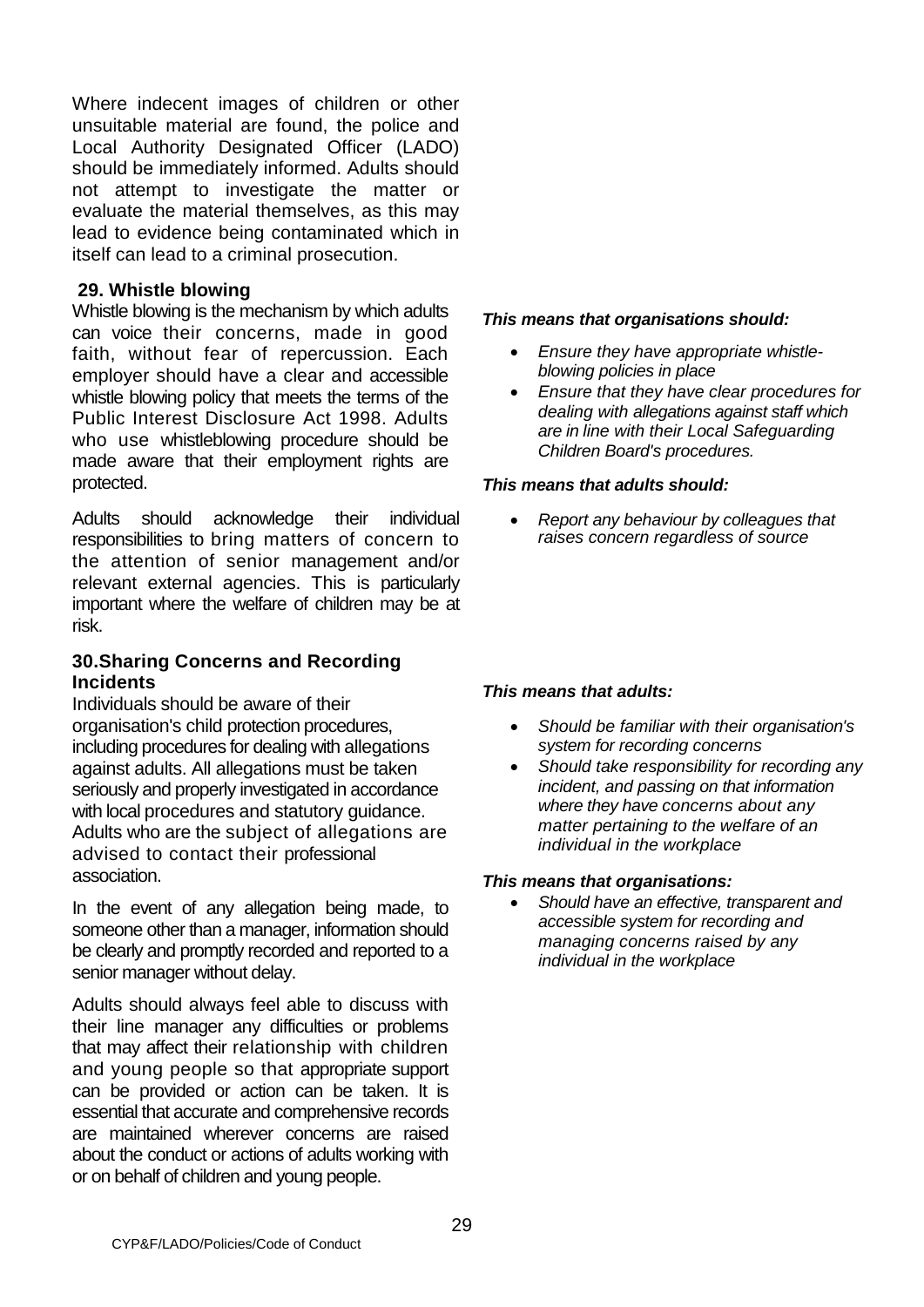Where indecent images of children or other unsuitable material are found, the police and Local Authority Designated Officer (LADO) should be immediately informed. Adults should not attempt to investigate the matter or evaluate the material themselves, as this may lead to evidence being contaminated which in itself can lead to a criminal prosecution.

## 29. Whistle blowing

Whistle blowing is the mechanism by which adults can voice their concerns, made in good faith, without fear of repercussion. Each employer should have a clear and accessible whistle blowing policy that meets the terms of the Public Interest Disclosure Act 1998. Adults who use whistleblowing procedure should be made aware that their employment rights are protected.

Adults should acknowledge their individual responsibilities to bring matters of concern to the attention of senior management and/or relevant external agencies. This is particularly important where the welfare of children may be at risk.

***This means that organisations should:***

- *Ensure they have appropriate whistle-blowing policies in place*
- *Ensure that they have clear procedures for dealing with allegations against staff which are in line with their Local Safeguarding Children Board's procedures.*

***This means that adults should:***

- *Report any behaviour by colleagues that raises concern regardless of source*

## 30. Sharing Concerns and Recording Incidents

Individuals should be aware of their organisation's child protection procedures, including procedures for dealing with allegations against adults. All allegations must be taken seriously and properly investigated in accordance with local procedures and statutory guidance. Adults who are the subject of allegations are advised to contact their professional association.

In the event of any allegation being made, to someone other than a manager, information should be clearly and promptly recorded and reported to a senior manager without delay.

Adults should always feel able to discuss with their line manager any difficulties or problems that may affect their relationship with children and young people so that appropriate support can be provided or action can be taken. It is essential that accurate and comprehensive records are maintained wherever concerns are raised about the conduct or actions of adults working with or on behalf of children and young people.

***This means that adults:***

- *Should be familiar with their organisation's system for recording concerns*
- *Should take responsibility for recording any incident, and passing on that information where they have concerns about any matter pertaining to the welfare of an individual in the workplace*

***This means that organisations:***

- *Should have an effective, transparent and accessible system for recording and managing concerns raised by any individual in the workplace*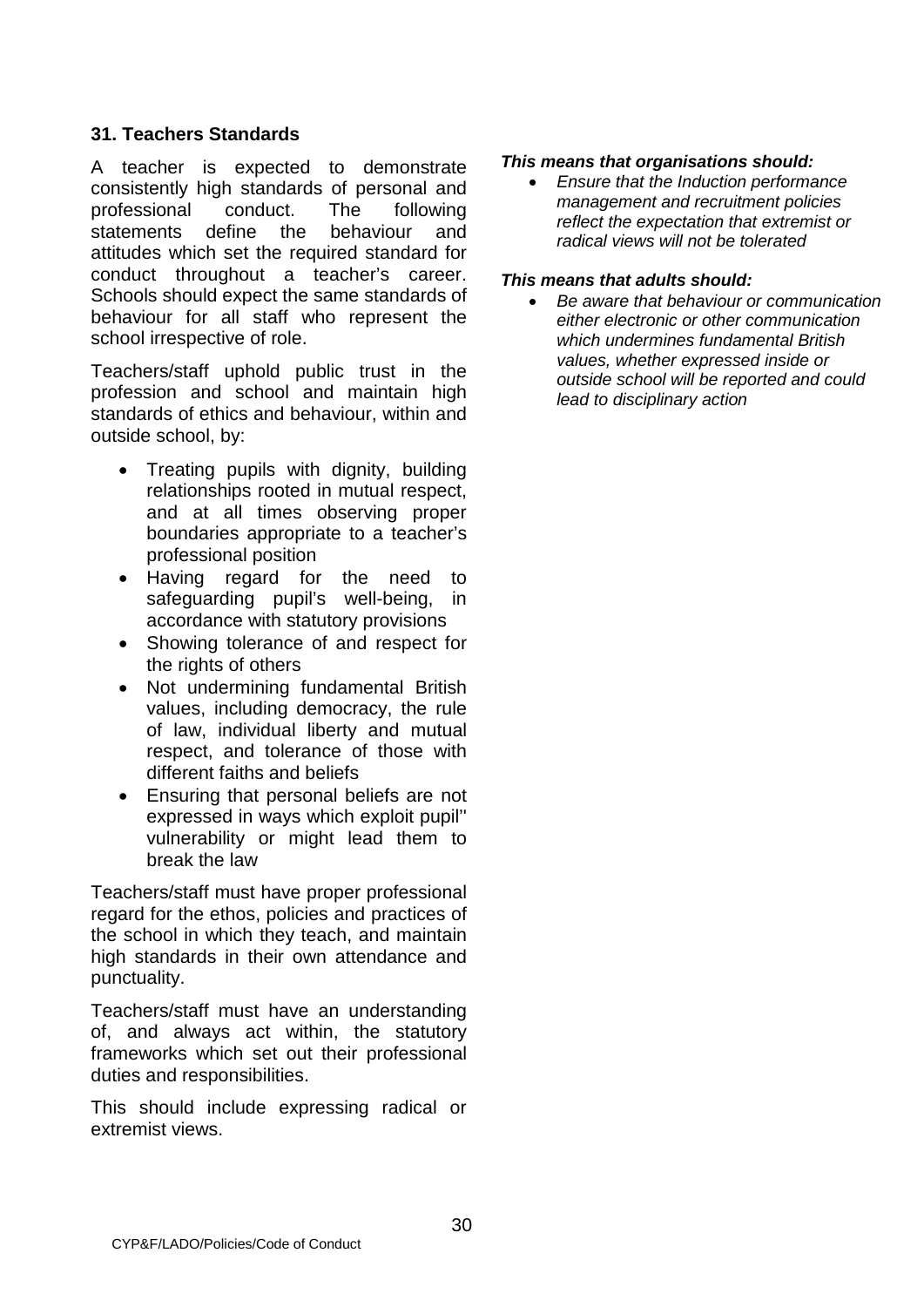## 31. Teachers Standards

A teacher is expected to demonstrate consistently high standards of personal and professional conduct. The following statements define the behaviour and attitudes which set the required standard for conduct throughout a teacher's career. Schools should expect the same standards of behaviour for all staff who represent the school irrespective of role.

Teachers/staff uphold public trust in the profession and school and maintain high standards of ethics and behaviour, within and outside school, by:

- Treating pupils with dignity, building relationships rooted in mutual respect, and at all times observing proper boundaries appropriate to a teacher's professional position
- Having regard for the need to safeguarding pupil's well-being, in accordance with statutory provisions
- Showing tolerance of and respect for the rights of others
- Not undermining fundamental British values, including democracy, the rule of law, individual liberty and mutual respect, and tolerance of those with different faiths and beliefs
- Ensuring that personal beliefs are not expressed in ways which exploit pupil'' vulnerability or might lead them to break the law

Teachers/staff must have proper professional regard for the ethos, policies and practices of the school in which they teach, and maintain high standards in their own attendance and punctuality.

Teachers/staff must have an understanding of, and always act within, the statutory frameworks which set out their professional duties and responsibilities.

This should include expressing radical or extremist views.

***This means that organisations should:***

- *Ensure that the Induction performance management and recruitment policies reflect the expectation that extremist or radical views will not be tolerated*

***This means that adults should:***

- *Be aware that behaviour or communication either electronic or other communication which undermines fundamental British values, whether expressed inside or outside school will be reported and could lead to disciplinary action*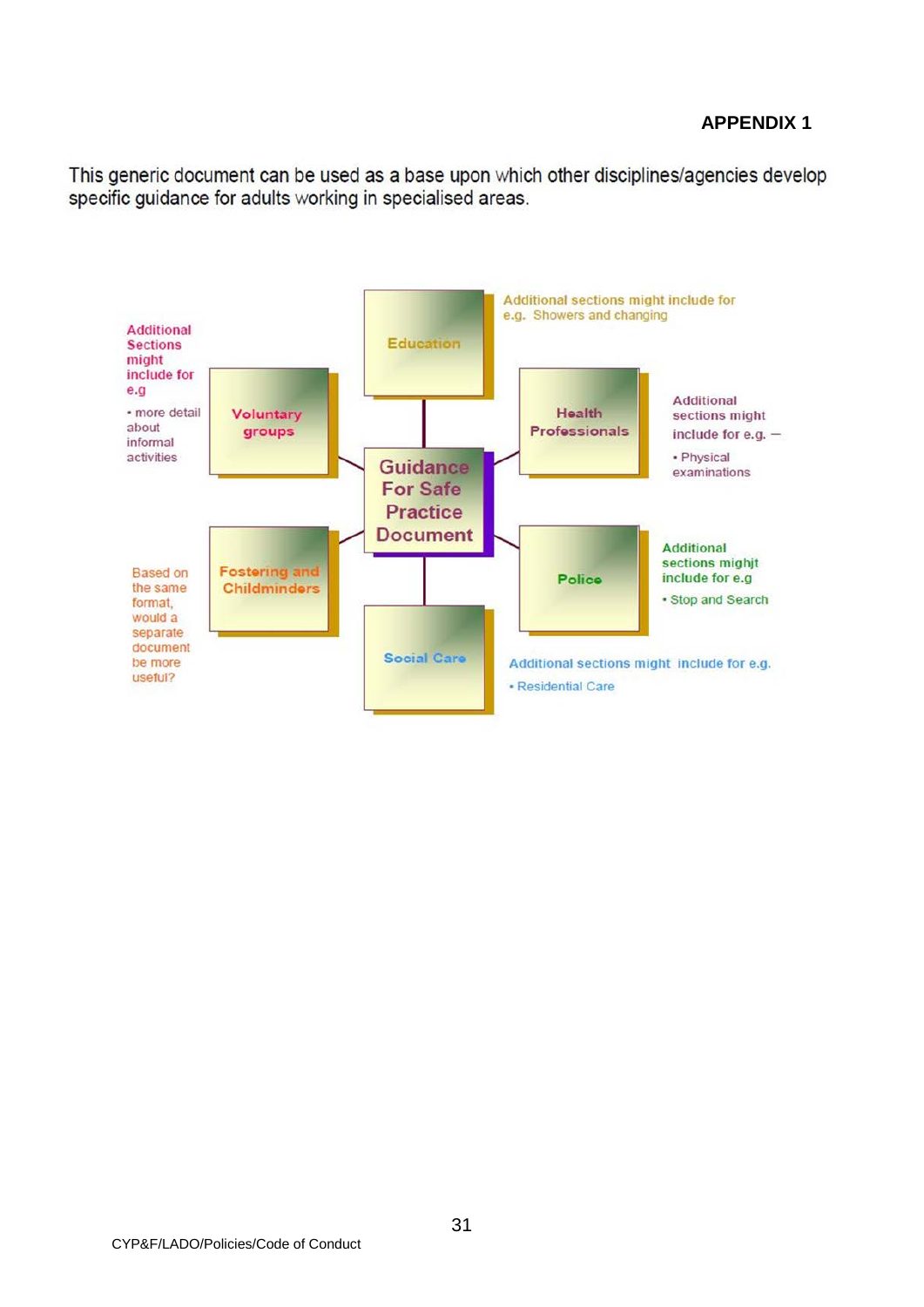**APPENDIX 1**

This generic document can be used as a base upon which other disciplines/agencies develop specific guidance for adults working in specialised areas.

**Guidance For Safe Practice Document**

**Education**

Additional sections might include for e.g. Showers and changing

**Health Professionals**

Additional sections might include for e.g. –

- Physical examinations

**Police**

Additional sections mighjt include for e.g

- Stop and Search

**Social Care**

Additional sections might include for e.g.

- Residential Care

**Fostering and Childminders**

Based on the same format, would a separate document be more useful?

**Voluntary groups**

Additional Sections might include for e.g

- more detail about informal activities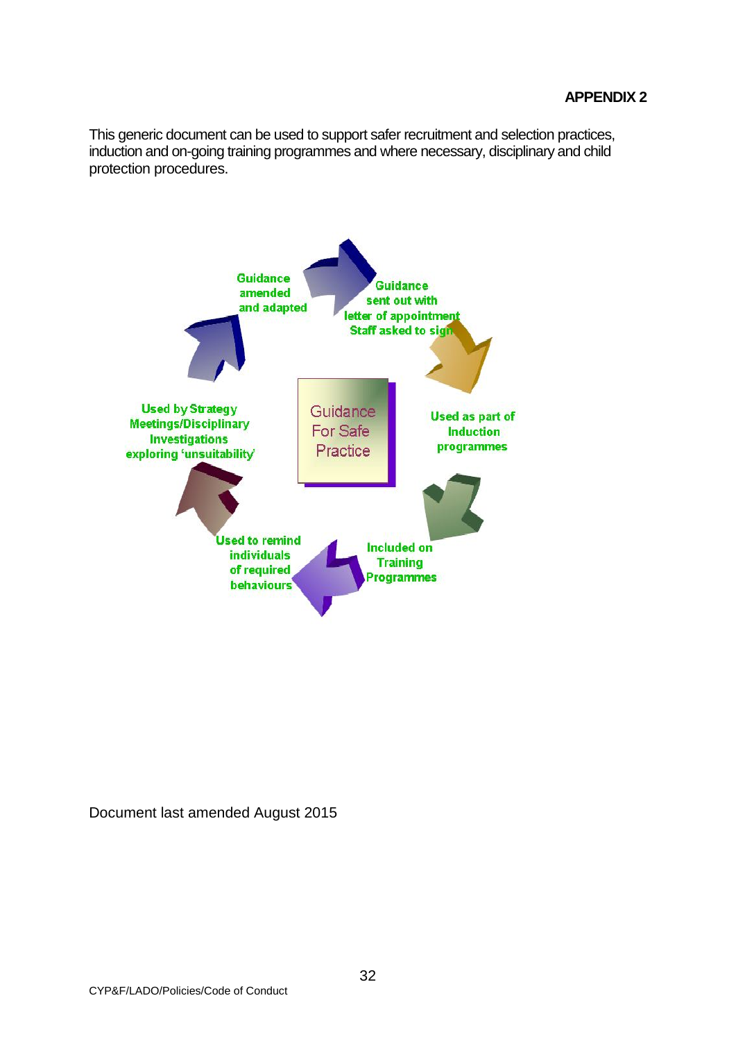**APPENDIX 2**

This generic document can be used to support safer recruitment and selection practices, induction and on-going training programmes and where necessary, disciplinary and child protection procedures.

Guidance For Safe Practice

Guidance sent out with letter of appointment Staff asked to sign

Used as part of Induction programmes

Included on Training Programmes

Used to remind individuals of required behaviours

Used by Strategy Meetings/Disciplinary Investigations exploring 'unsuitability'

Guidance amended and adapted

Document last amended August 2015

CYP&F/LADO/Policies/Code of Conduct